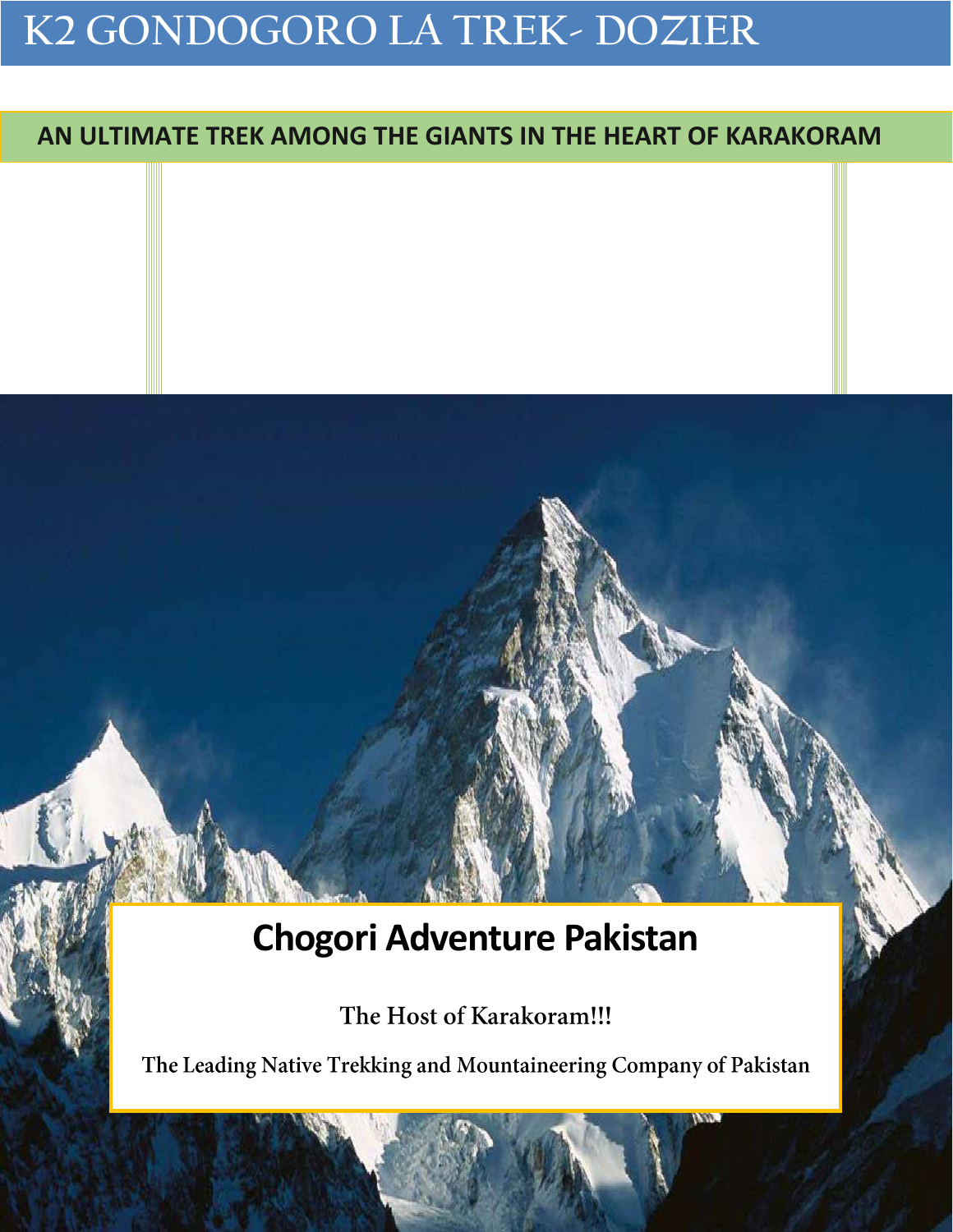# K2 GONDOGORO LA TREK- DOZIER

## AN ULTIMATE TREK AMONG THE GIANTS IN THE HEART OF KARAKORAM

**Chogori Adventure Pakistan**

The Host of Karakoram!!!

The Leading Native Trekking and Mountaineering Company of Pakistan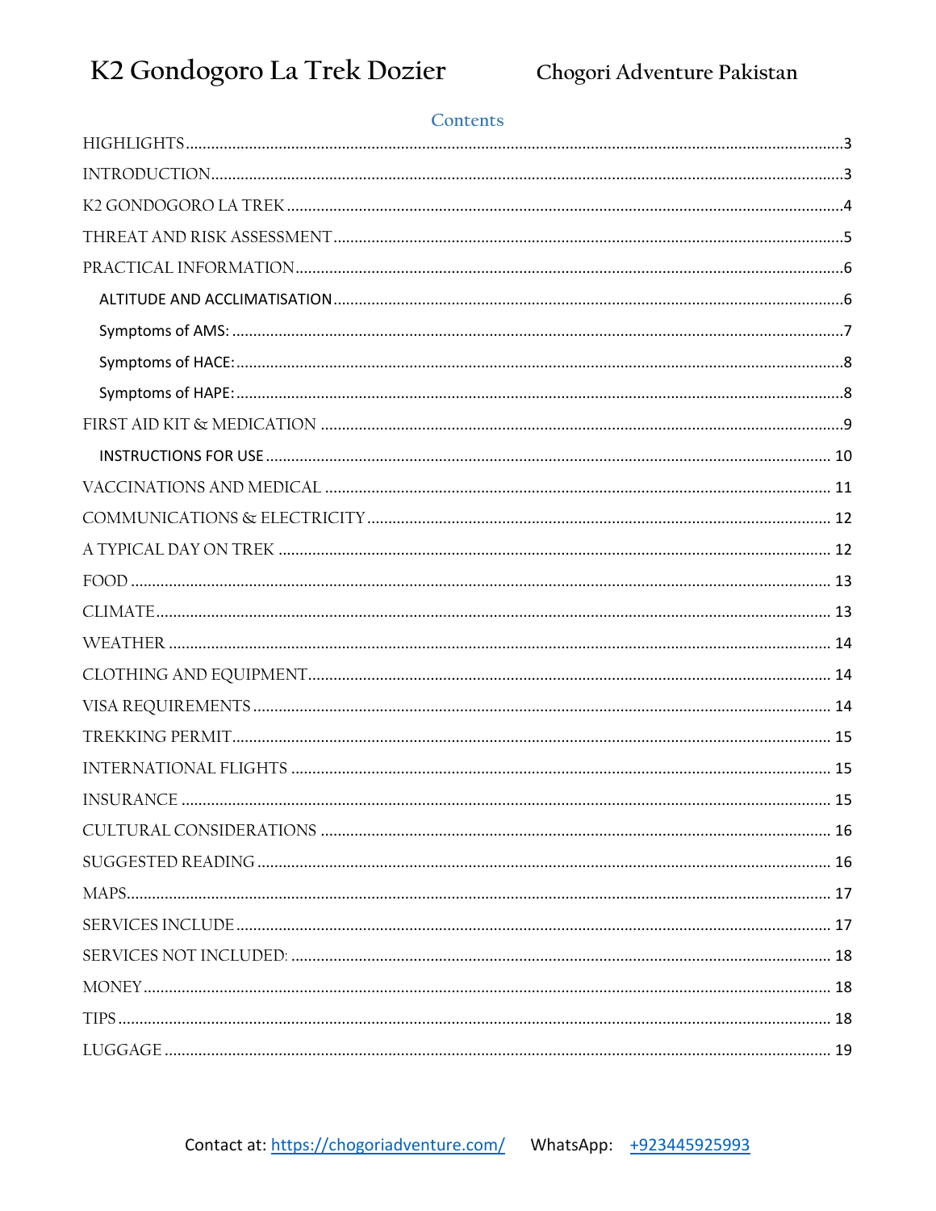## Contents

- HIGHLIGHTS .......... 3
- INTRODUCTION .......... 3
- K2 GONDOGORO LA TREK .......... 4
- THREAT AND RISK ASSESSMENT .......... 5
- PRACTICAL INFORMATION .......... 6
  - ALTITUDE AND ACCLIMATISATION .......... 6
  - Symptoms of AMS: .......... 7
  - Symptoms of HACE: .......... 8
  - Symptoms of HAPE: .......... 8
- FIRST AID KIT & MEDICATION .......... 9
  - INSTRUCTIONS FOR USE .......... 10
- VACCINATIONS AND MEDICAL .......... 11
- COMMUNICATIONS & ELECTRICITY .......... 12
- A TYPICAL DAY ON TREK .......... 12
- FOOD .......... 13
- CLIMATE .......... 13
- WEATHER .......... 14
- CLOTHING AND EQUIPMENT .......... 14
- VISA REQUIREMENTS .......... 14
- TREKKING PERMIT .......... 15
- INTERNATIONAL FLIGHTS .......... 15
- INSURANCE .......... 15
- CULTURAL CONSIDERATIONS .......... 16
- SUGGESTED READING .......... 16
- MAPS .......... 17
- SERVICES INCLUDE .......... 17
- SERVICES NOT INCLUDED: .......... 18
- MONEY .......... 18
- TIPS .......... 18
- LUGGAGE .......... 19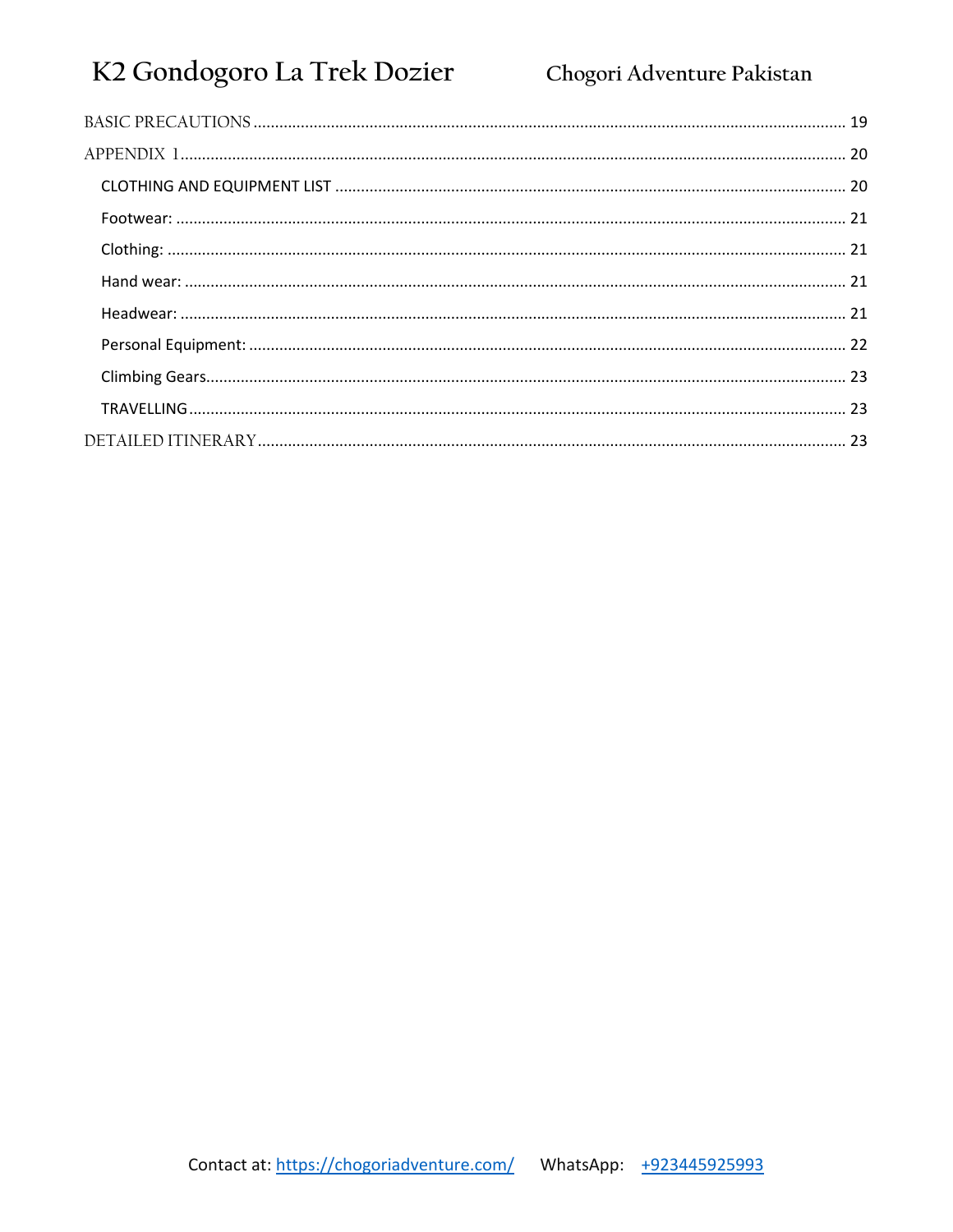BASIC PRECAUTIONS ........ 19

APPENDIX 1 ........ 20

- CLOTHING AND EQUIPMENT LIST ........ 20
- Footwear: ........ 21
- Clothing: ........ 21
- Hand wear: ........ 21
- Headwear: ........ 21
- Personal Equipment: ........ 22
- Climbing Gears ........ 23
- TRAVELLING ........ 23

DETAILED ITINERARY ........ 23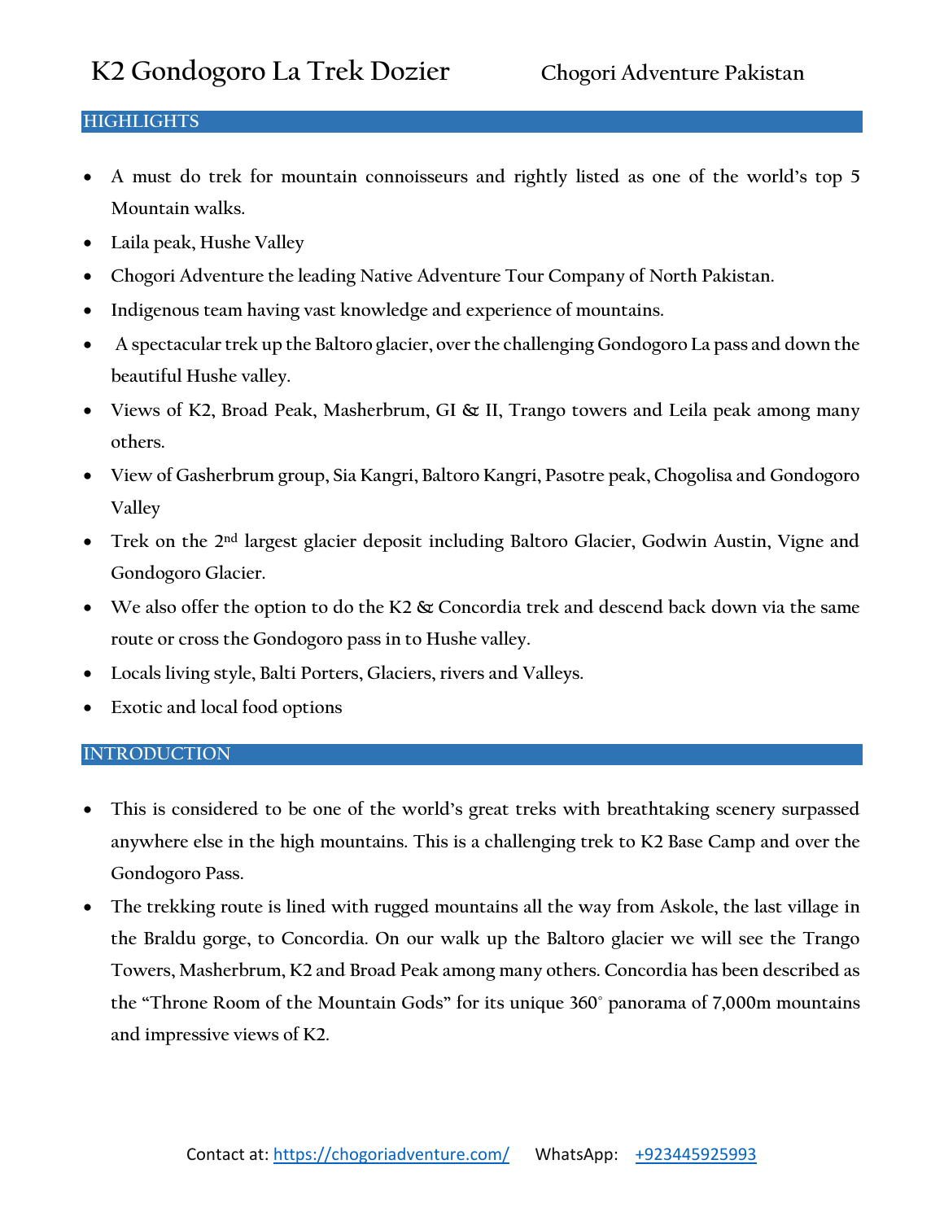## HIGHLIGHTS

- A must do trek for mountain connoisseurs and rightly listed as one of the world's top 5 Mountain walks.
- Laila peak, Hushe Valley
- Chogori Adventure the leading Native Adventure Tour Company of North Pakistan.
- Indigenous team having vast knowledge and experience of mountains.
- A spectacular trek up the Baltoro glacier, over the challenging Gondogoro La pass and down the beautiful Hushe valley.
- Views of K2, Broad Peak, Masherbrum, GI & II, Trango towers and Leila peak among many others.
- View of Gasherbrum group, Sia Kangri, Baltoro Kangri, Pasotre peak, Chogolisa and Gondogoro Valley
- Trek on the 2nd largest glacier deposit including Baltoro Glacier, Godwin Austin, Vigne and Gondogoro Glacier.
- We also offer the option to do the K2 & Concordia trek and descend back down via the same route or cross the Gondogoro pass in to Hushe valley.
- Locals living style, Balti Porters, Glaciers, rivers and Valleys.
- Exotic and local food options

## INTRODUCTION

- This is considered to be one of the world's great treks with breathtaking scenery surpassed anywhere else in the high mountains. This is a challenging trek to K2 Base Camp and over the Gondogoro Pass.
- The trekking route is lined with rugged mountains all the way from Askole, the last village in the Braldu gorge, to Concordia. On our walk up the Baltoro glacier we will see the Trango Towers, Masherbrum, K2 and Broad Peak among many others. Concordia has been described as the "Throne Room of the Mountain Gods" for its unique 360° panorama of 7,000m mountains and impressive views of K2.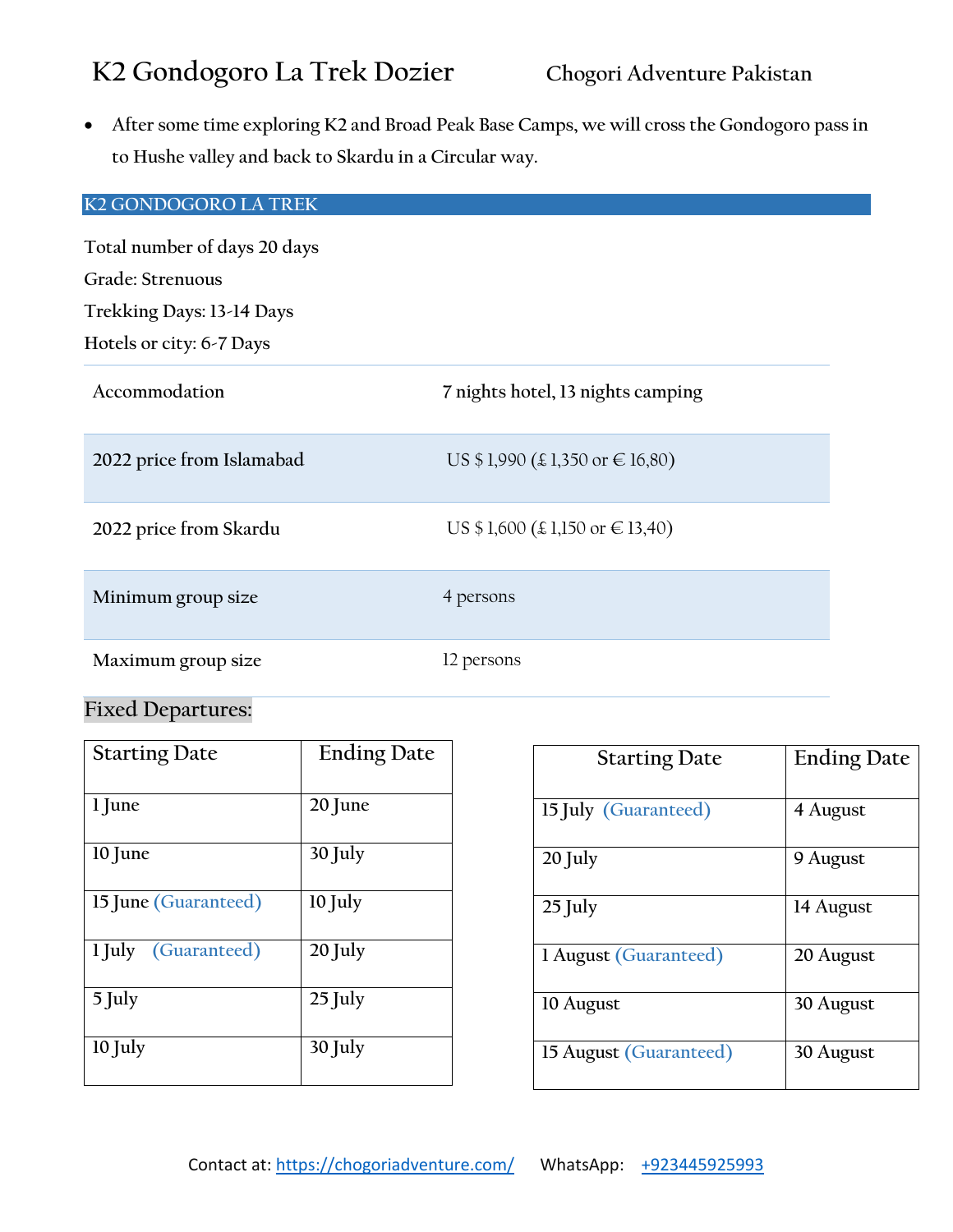# K2 Gondogoro La Trek Dozier

Chogori Adventure Pakistan

- After some time exploring K2 and Broad Peak Base Camps, we will cross the Gondogoro pass in to Hushe valley and back to Skardu in a Circular way.

## K2 GONDOGORO LA TREK

Total number of days 20 days

Grade: Strenuous

Trekking Days: 13-14 Days

Hotels or city: 6-7 Days

| | |
|---|---|
| Accommodation | 7 nights hotel, 13 nights camping |
| 2022 price from Islamabad | US $ 1,990 (£ 1,350 or € 16,80) |
| 2022 price from Skardu | US $ 1,600 (£ 1,150 or € 13,40) |
| Minimum group size | 4 persons |
| Maximum group size | 12 persons |

### Fixed Departures:

| Starting Date | Ending Date |
|---|---|
| 1 June | 20 June |
| 10 June | 30 July |
| 15 June (Guaranteed) | 10 July |
| 1 July (Guaranteed) | 20 July |
| 5 July | 25 July |
| 10 July | 30 July |

| Starting Date | Ending Date |
|---|---|
| 15 July (Guaranteed) | 4 August |
| 20 July | 9 August |
| 25 July | 14 August |
| 1 August (Guaranteed) | 20 August |
| 10 August | 30 August |
| 15 August (Guaranteed) | 30 August |

Contact at: https://chogoriadventure.com/ WhatsApp: +923445925993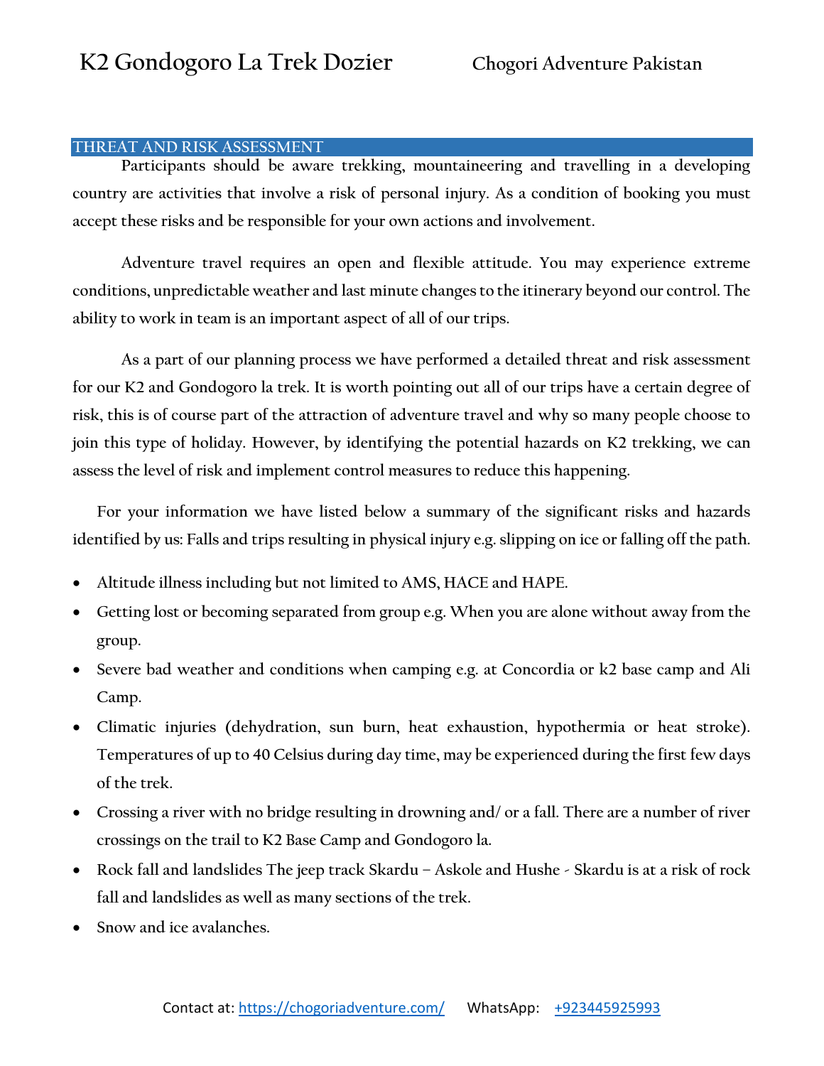## THREAT AND RISK ASSESSMENT

Participants should be aware trekking, mountaineering and travelling in a developing country are activities that involve a risk of personal injury. As a condition of booking you must accept these risks and be responsible for your own actions and involvement.

Adventure travel requires an open and flexible attitude. You may experience extreme conditions, unpredictable weather and last minute changes to the itinerary beyond our control. The ability to work in team is an important aspect of all of our trips.

As a part of our planning process we have performed a detailed threat and risk assessment for our K2 and Gondogoro la trek. It is worth pointing out all of our trips have a certain degree of risk, this is of course part of the attraction of adventure travel and why so many people choose to join this type of holiday. However, by identifying the potential hazards on K2 trekking, we can assess the level of risk and implement control measures to reduce this happening.

For your information we have listed below a summary of the significant risks and hazards identified by us: Falls and trips resulting in physical injury e.g. slipping on ice or falling off the path.

- Altitude illness including but not limited to AMS, HACE and HAPE.
- Getting lost or becoming separated from group e.g. When you are alone without away from the group.
- Severe bad weather and conditions when camping e.g. at Concordia or k2 base camp and Ali Camp.
- Climatic injuries (dehydration, sun burn, heat exhaustion, hypothermia or heat stroke). Temperatures of up to 40 Celsius during day time, may be experienced during the first few days of the trek.
- Crossing a river with no bridge resulting in drowning and/ or a fall. There are a number of river crossings on the trail to K2 Base Camp and Gondogoro la.
- Rock fall and landslides The jeep track Skardu – Askole and Hushe - Skardu is at a risk of rock fall and landslides as well as many sections of the trek.
- Snow and ice avalanches.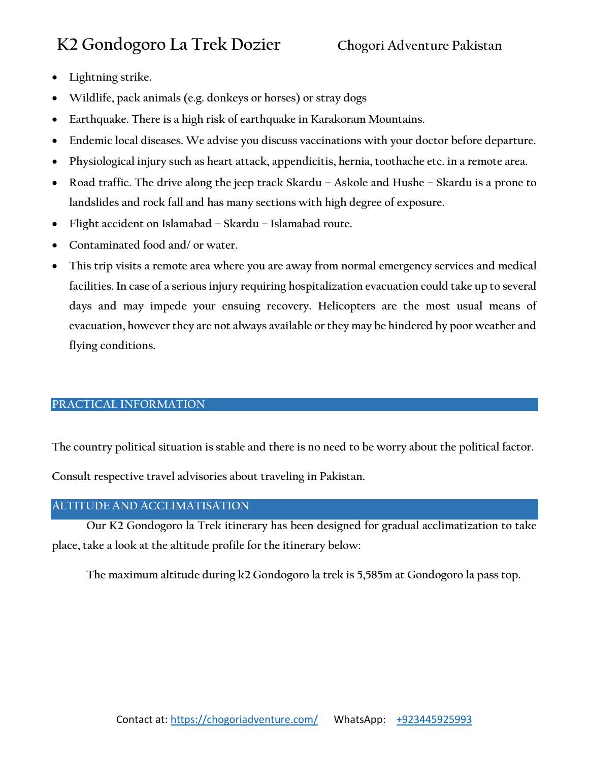- Lightning strike.
- Wildlife, pack animals (e.g. donkeys or horses) or stray dogs
- Earthquake. There is a high risk of earthquake in Karakoram Mountains.
- Endemic local diseases. We advise you discuss vaccinations with your doctor before departure.
- Physiological injury such as heart attack, appendicitis, hernia, toothache etc. in a remote area.
- Road traffic. The drive along the jeep track Skardu – Askole and Hushe – Skardu is a prone to landslides and rock fall and has many sections with high degree of exposure.
- Flight accident on Islamabad – Skardu – Islamabad route.
- Contaminated food and/ or water.
- This trip visits a remote area where you are away from normal emergency services and medical facilities. In case of a serious injury requiring hospitalization evacuation could take up to several days and may impede your ensuing recovery. Helicopters are the most usual means of evacuation, however they are not always available or they may be hindered by poor weather and flying conditions.

## PRACTICAL INFORMATION

The country political situation is stable and there is no need to be worry about the political factor.

Consult respective travel advisories about traveling in Pakistan.

## ALTITUDE AND ACCLIMATISATION

Our K2 Gondogoro la Trek itinerary has been designed for gradual acclimatization to take place, take a look at the altitude profile for the itinerary below:

The maximum altitude during k2 Gondogoro la trek is 5,585m at Gondogoro la pass top.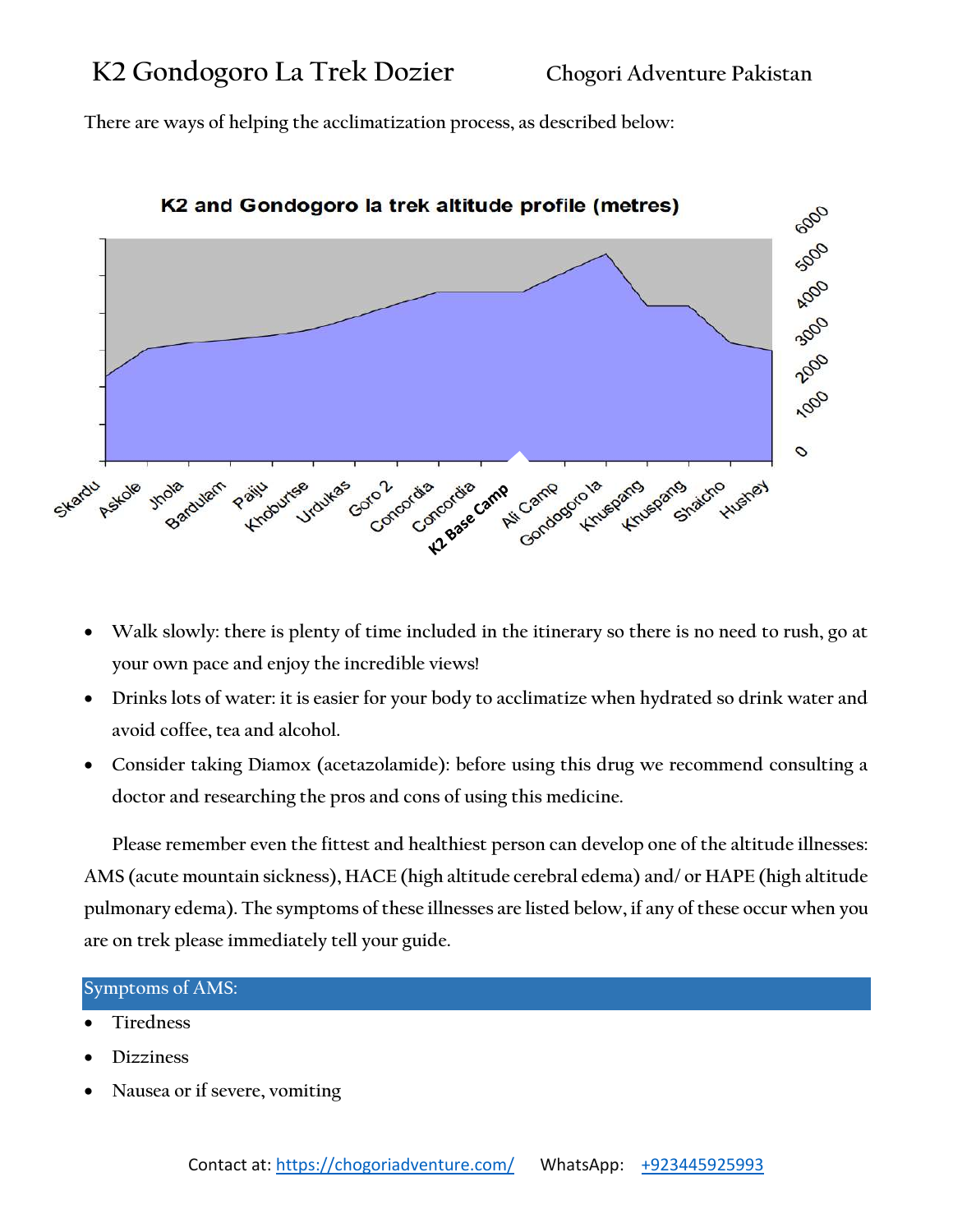There are ways of helping the acclimatization process, as described below:

**K2 and Gondogoro la trek altitude profile (metres)**

Skardu, Askole, Jhola, Bardulam, Paiju, Khoburtse, Urdukas, Goro 2, Concordia, Concordia, K2 Base Camp, Ali Camp, Gondogoro la, Khuspang, Khuspang, Shaicho, Hushey

0, 1000, 2000, 3000, 4000, 5000, 6000

- Walk slowly: there is plenty of time included in the itinerary so there is no need to rush, go at your own pace and enjoy the incredible views!
- Drinks lots of water: it is easier for your body to acclimatize when hydrated so drink water and avoid coffee, tea and alcohol.
- Consider taking Diamox (acetazolamide): before using this drug we recommend consulting a doctor and researching the pros and cons of using this medicine.

Please remember even the fittest and healthiest person can develop one of the altitude illnesses: AMS (acute mountain sickness), HACE (high altitude cerebral edema) and/ or HAPE (high altitude pulmonary edema). The symptoms of these illnesses are listed below, if any of these occur when you are on trek please immediately tell your guide.

## Symptoms of AMS:

- Tiredness
- Dizziness
- Nausea or if severe, vomiting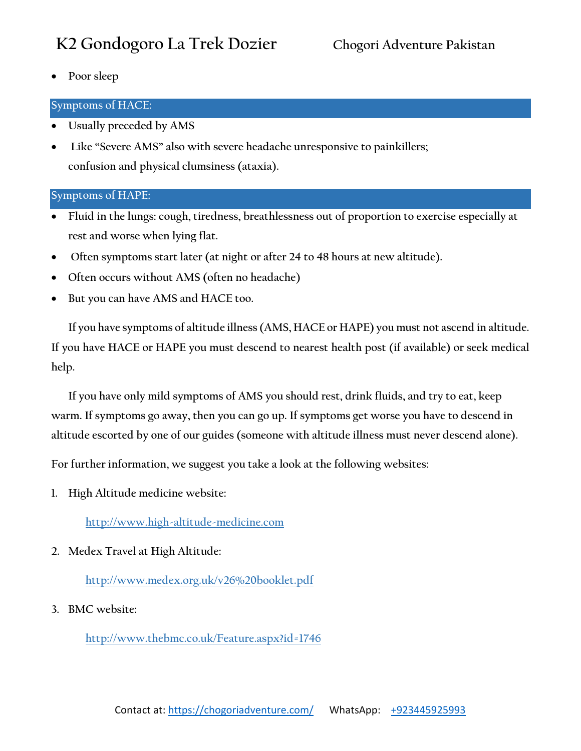- Poor sleep

## Symptoms of HACE:

- Usually preceded by AMS
- Like "Severe AMS" also with severe headache unresponsive to painkillers; confusion and physical clumsiness (ataxia).

## Symptoms of HAPE:

- Fluid in the lungs: cough, tiredness, breathlessness out of proportion to exercise especially at rest and worse when lying flat.
- Often symptoms start later (at night or after 24 to 48 hours at new altitude).
- Often occurs without AMS (often no headache)
- But you can have AMS and HACE too.

If you have symptoms of altitude illness (AMS, HACE or HAPE) you must not ascend in altitude. If you have HACE or HAPE you must descend to nearest health post (if available) or seek medical help.

If you have only mild symptoms of AMS you should rest, drink fluids, and try to eat, keep warm. If symptoms go away, then you can go up. If symptoms get worse you have to descend in altitude escorted by one of our guides (someone with altitude illness must never descend alone).

For further information, we suggest you take a look at the following websites:

1. High Altitude medicine website:

   http://www.high-altitude-medicine.com

2. Medex Travel at High Altitude:

   http://www.medex.org.uk/v26%20booklet.pdf

3. BMC website:

   http://www.thebmc.co.uk/Feature.aspx?id=1746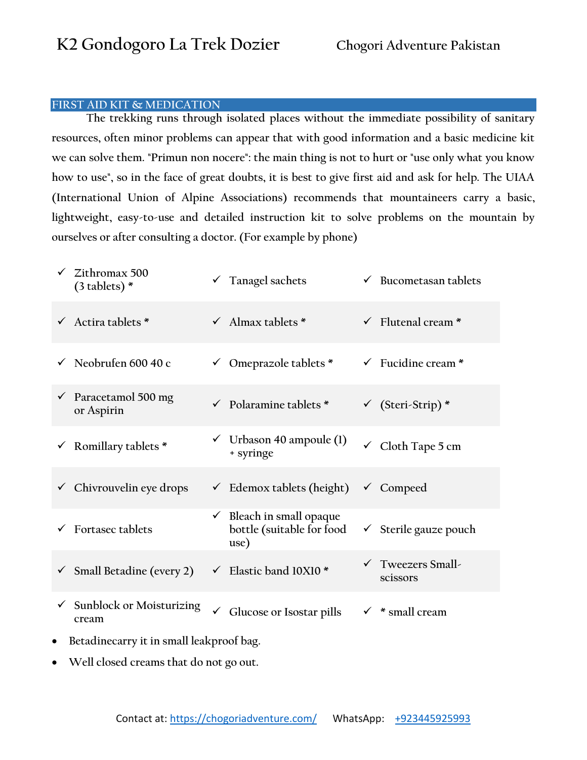## FIRST AID KIT & MEDICATION

The trekking runs through isolated places without the immediate possibility of sanitary resources, often minor problems can appear that with good information and a basic medicine kit we can solve them. "Primun non nocere": the main thing is not to hurt or "use only what you know how to use", so in the face of great doubts, it is best to give first aid and ask for help. The UIAA (International Union of Alpine Associations) recommends that mountaineers carry a basic, lightweight, easy-to-use and detailed instruction kit to solve problems on the mountain by ourselves or after consulting a doctor. (For example by phone)

| | | |
|---|---|---|
| ✓ Zithromax 500 (3 tablets) * | ✓ Tanagel sachets | ✓ Bucometasan tablets |
| ✓ Actira tablets * | ✓ Almax tablets * | ✓ Flutenal cream * |
| ✓ Neobrufen 600 40 c | ✓ Omeprazole tablets * | ✓ Fucidine cream * |
| ✓ Paracetamol 500 mg or Aspirin | ✓ Polaramine tablets * | ✓ (Steri-Strip) * |
| ✓ Romillary tablets * | ✓ Urbason 40 ampoule (1) + syringe | ✓ Cloth Tape 5 cm |
| ✓ Chivrouvelin eye drops | ✓ Edemox tablets (height) | ✓ Compeed |
| ✓ Fortasec tablets | ✓ Bleach in small opaque bottle (suitable for food use) | ✓ Sterile gauze pouch |
| ✓ Small Betadine (every 2) | ✓ Elastic band 10X10 * | ✓ Tweezers Small-scissors |
| ✓ Sunblock or Moisturizing cream | ✓ Glucose or Isostar pills | ✓ * small cream |

- Betadinecarry it in small leakproof bag.
- Well closed creams that do not go out.

Contact at: https://chogoriadventure.com/ WhatsApp: +923445925993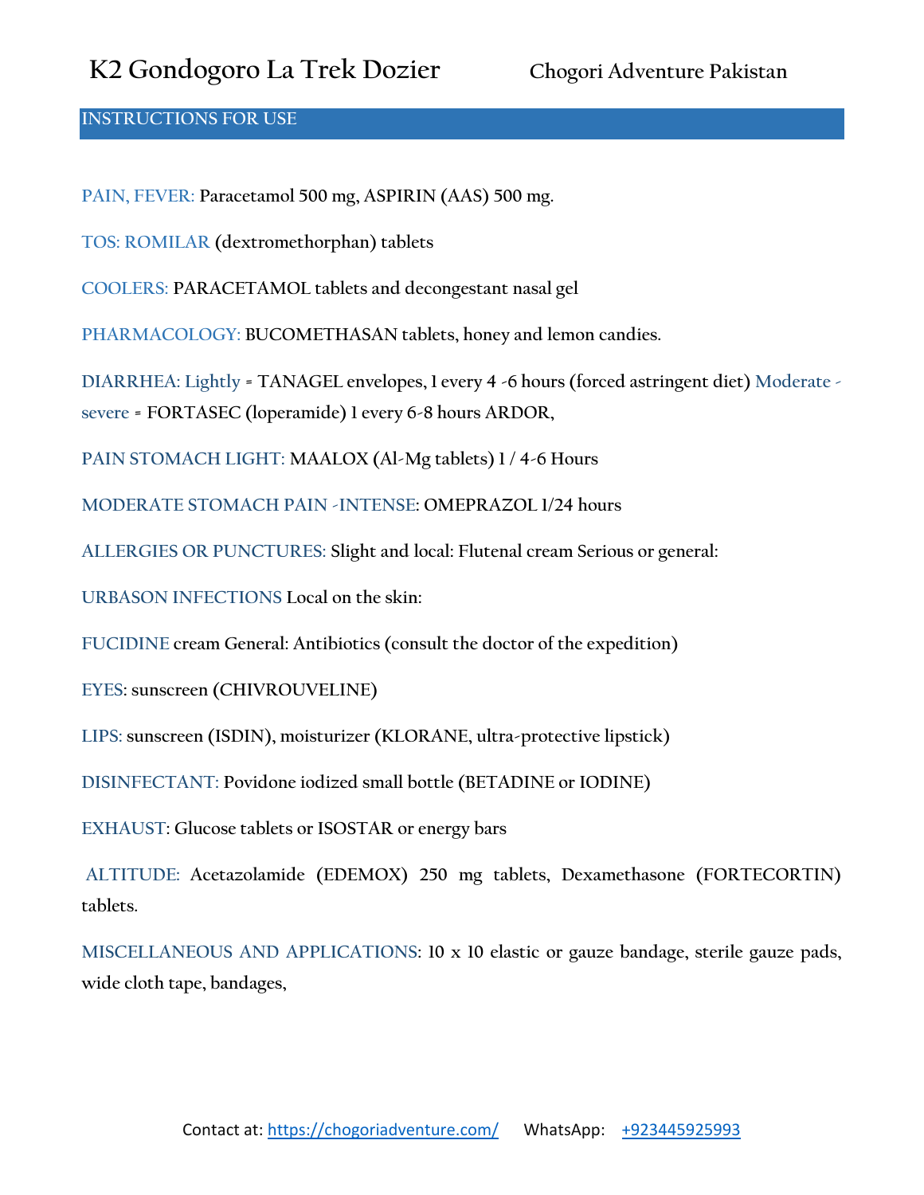## INSTRUCTIONS FOR USE

PAIN, FEVER: Paracetamol 500 mg, ASPIRIN (AAS) 500 mg.

TOS: ROMILAR (dextromethorphan) tablets

COOLERS: PARACETAMOL tablets and decongestant nasal gel

PHARMACOLOGY: BUCOMETHASAN tablets, honey and lemon candies.

DIARRHEA: Lightly = TANAGEL envelopes, 1 every 4 -6 hours (forced astringent diet) Moderate - severe = FORTASEC (loperamide) 1 every 6-8 hours ARDOR,

PAIN STOMACH LIGHT: MAALOX (Al-Mg tablets) 1 / 4-6 Hours

MODERATE STOMACH PAIN -INTENSE: OMEPRAZOL 1/24 hours

ALLERGIES OR PUNCTURES: Slight and local: Flutenal cream Serious or general:

URBASON INFECTIONS Local on the skin:

FUCIDINE cream General: Antibiotics (consult the doctor of the expedition)

EYES: sunscreen (CHIVROUVELINE)

LIPS: sunscreen (ISDIN), moisturizer (KLORANE, ultra-protective lipstick)

DISINFECTANT: Povidone iodized small bottle (BETADINE or IODINE)

EXHAUST: Glucose tablets or ISOSTAR or energy bars

ALTITUDE: Acetazolamide (EDEMOX) 250 mg tablets, Dexamethasone (FORTECORTIN) tablets.

MISCELLANEOUS AND APPLICATIONS: 10 x 10 elastic or gauze bandage, sterile gauze pads, wide cloth tape, bandages,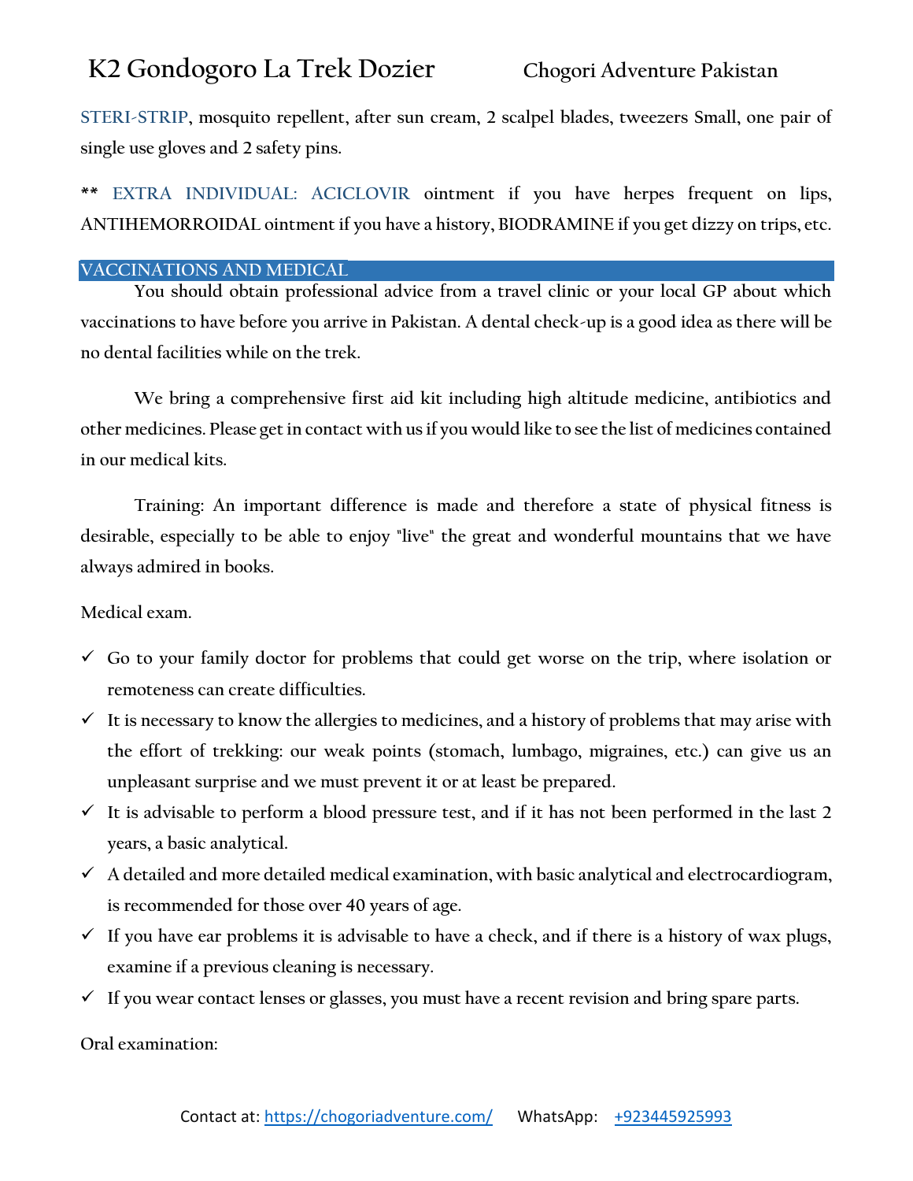STERI-STRIP, mosquito repellent, after sun cream, 2 scalpel blades, tweezers Small, one pair of single use gloves and 2 safety pins.

** EXTRA INDIVIDUAL: ACICLOVIR ointment if you have herpes frequent on lips, ANTIHEMORROIDAL ointment if you have a history, BIODRAMINE if you get dizzy on trips, etc.

## VACCINATIONS AND MEDICAL

You should obtain professional advice from a travel clinic or your local GP about which vaccinations to have before you arrive in Pakistan. A dental check-up is a good idea as there will be no dental facilities while on the trek.

We bring a comprehensive first aid kit including high altitude medicine, antibiotics and other medicines. Please get in contact with us if you would like to see the list of medicines contained in our medical kits.

Training: An important difference is made and therefore a state of physical fitness is desirable, especially to be able to enjoy "live" the great and wonderful mountains that we have always admired in books.

Medical exam.

- ✓ Go to your family doctor for problems that could get worse on the trip, where isolation or remoteness can create difficulties.
- ✓ It is necessary to know the allergies to medicines, and a history of problems that may arise with the effort of trekking: our weak points (stomach, lumbago, migraines, etc.) can give us an unpleasant surprise and we must prevent it or at least be prepared.
- ✓ It is advisable to perform a blood pressure test, and if it has not been performed in the last 2 years, a basic analytical.
- ✓ A detailed and more detailed medical examination, with basic analytical and electrocardiogram, is recommended for those over 40 years of age.
- ✓ If you have ear problems it is advisable to have a check, and if there is a history of wax plugs, examine if a previous cleaning is necessary.
- ✓ If you wear contact lenses or glasses, you must have a recent revision and bring spare parts.

Oral examination: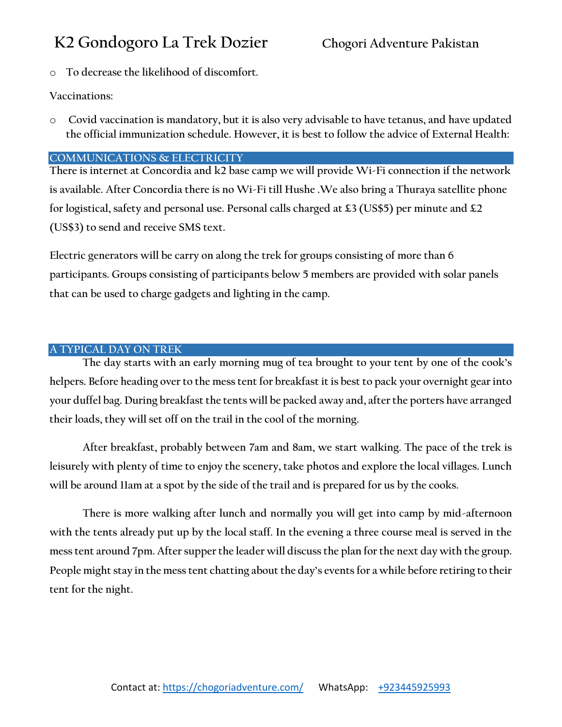- To decrease the likelihood of discomfort.

Vaccinations:

- Covid vaccination is mandatory, but it is also very advisable to have tetanus, and have updated the official immunization schedule. However, it is best to follow the advice of External Health:

## COMMUNICATIONS & ELECTRICITY

There is internet at Concordia and k2 base camp we will provide Wi-Fi connection if the network is available. After Concordia there is no Wi-Fi till Hushe .We also bring a Thuraya satellite phone for logistical, safety and personal use. Personal calls charged at £3 (US$5) per minute and £2 (US$3) to send and receive SMS text.

Electric generators will be carry on along the trek for groups consisting of more than 6 participants. Groups consisting of participants below 5 members are provided with solar panels that can be used to charge gadgets and lighting in the camp.

## A TYPICAL DAY ON TREK

The day starts with an early morning mug of tea brought to your tent by one of the cook's helpers. Before heading over to the mess tent for breakfast it is best to pack your overnight gear into your duffel bag. During breakfast the tents will be packed away and, after the porters have arranged their loads, they will set off on the trail in the cool of the morning.

After breakfast, probably between 7am and 8am, we start walking. The pace of the trek is leisurely with plenty of time to enjoy the scenery, take photos and explore the local villages. Lunch will be around 11am at a spot by the side of the trail and is prepared for us by the cooks.

There is more walking after lunch and normally you will get into camp by mid-afternoon with the tents already put up by the local staff. In the evening a three course meal is served in the mess tent around 7pm. After supper the leader will discuss the plan for the next day with the group. People might stay in the mess tent chatting about the day's events for a while before retiring to their tent for the night.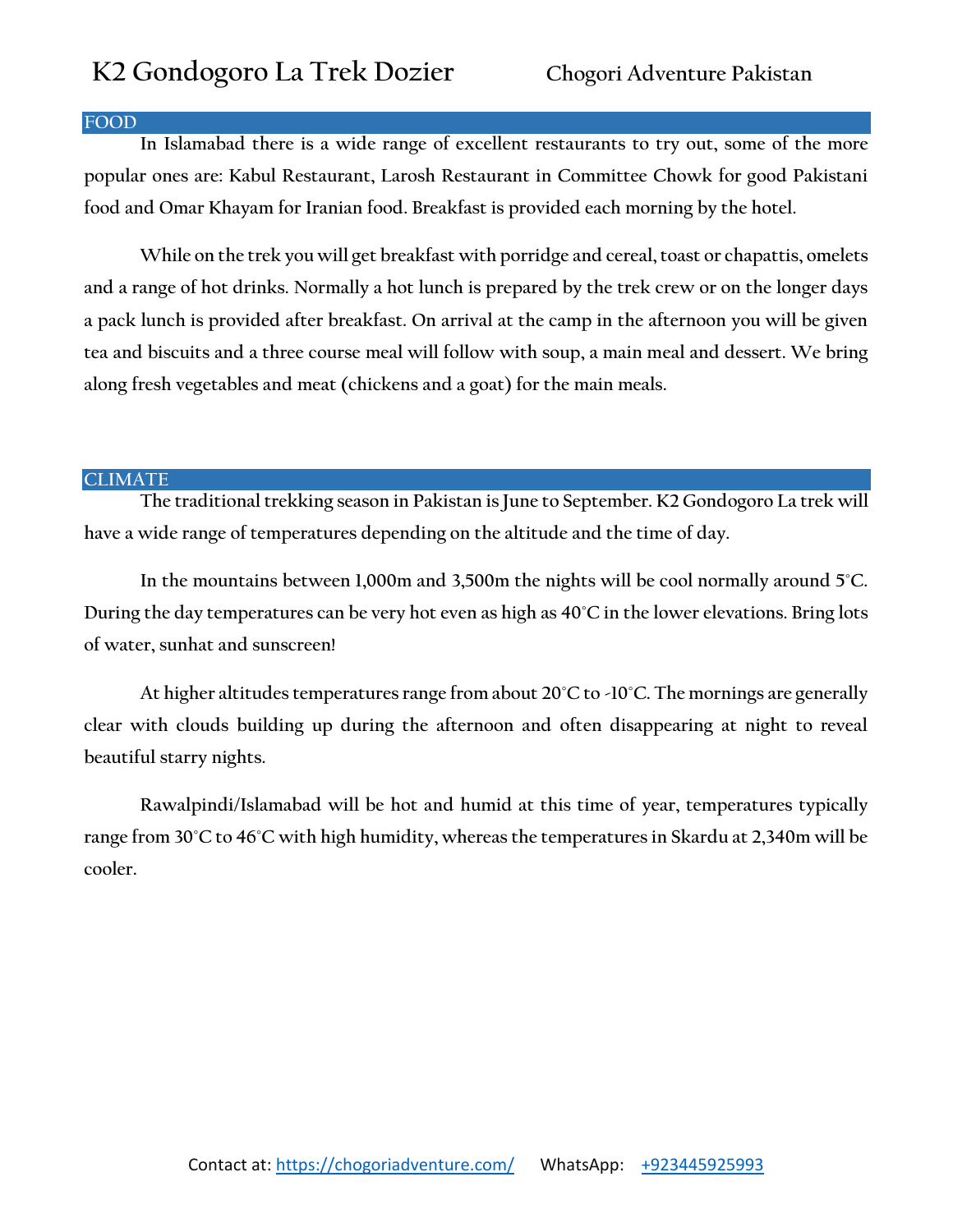## FOOD

In Islamabad there is a wide range of excellent restaurants to try out, some of the more popular ones are: Kabul Restaurant, Larosh Restaurant in Committee Chowk for good Pakistani food and Omar Khayam for Iranian food. Breakfast is provided each morning by the hotel.

While on the trek you will get breakfast with porridge and cereal, toast or chapattis, omelets and a range of hot drinks. Normally a hot lunch is prepared by the trek crew or on the longer days a pack lunch is provided after breakfast. On arrival at the camp in the afternoon you will be given tea and biscuits and a three course meal will follow with soup, a main meal and dessert. We bring along fresh vegetables and meat (chickens and a goat) for the main meals.

## CLIMATE

The traditional trekking season in Pakistan is June to September. K2 Gondogoro La trek will have a wide range of temperatures depending on the altitude and the time of day.

In the mountains between 1,000m and 3,500m the nights will be cool normally around 5°C. During the day temperatures can be very hot even as high as 40°C in the lower elevations. Bring lots of water, sunhat and sunscreen!

At higher altitudes temperatures range from about 20°C to -10°C. The mornings are generally clear with clouds building up during the afternoon and often disappearing at night to reveal beautiful starry nights.

Rawalpindi/Islamabad will be hot and humid at this time of year, temperatures typically range from 30°C to 46°C with high humidity, whereas the temperatures in Skardu at 2,340m will be cooler.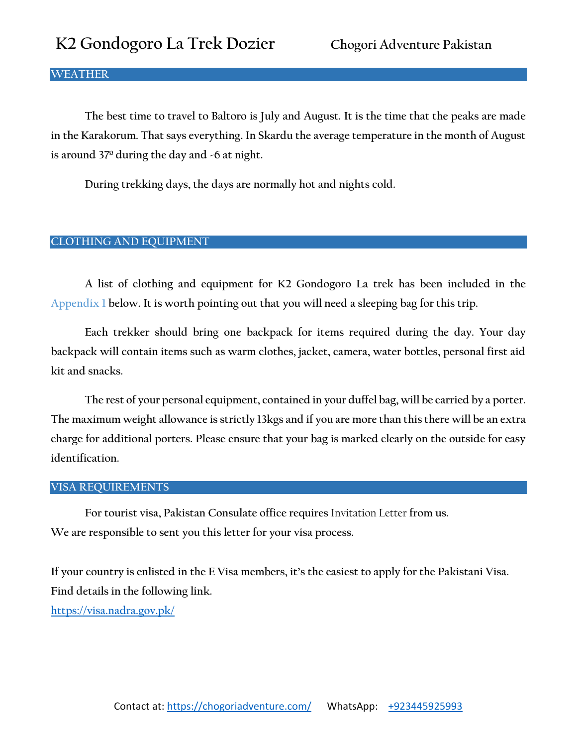## WEATHER

The best time to travel to Baltoro is July and August. It is the time that the peaks are made in the Karakorum. That says everything. In Skardu the average temperature in the month of August is around 37º during the day and -6 at night.

During trekking days, the days are normally hot and nights cold.

## CLOTHING AND EQUIPMENT

A list of clothing and equipment for K2 Gondogoro La trek has been included in the Appendix 1 below. It is worth pointing out that you will need a sleeping bag for this trip.

Each trekker should bring one backpack for items required during the day. Your day backpack will contain items such as warm clothes, jacket, camera, water bottles, personal first aid kit and snacks.

The rest of your personal equipment, contained in your duffel bag, will be carried by a porter. The maximum weight allowance is strictly 13kgs and if you are more than this there will be an extra charge for additional porters. Please ensure that your bag is marked clearly on the outside for easy identification.

## VISA REQUIREMENTS

For tourist visa, Pakistan Consulate office requires Invitation Letter from us.
We are responsible to sent you this letter for your visa process.

If your country is enlisted in the E Visa members, it's the easiest to apply for the Pakistani Visa. Find details in the following link.
https://visa.nadra.gov.pk/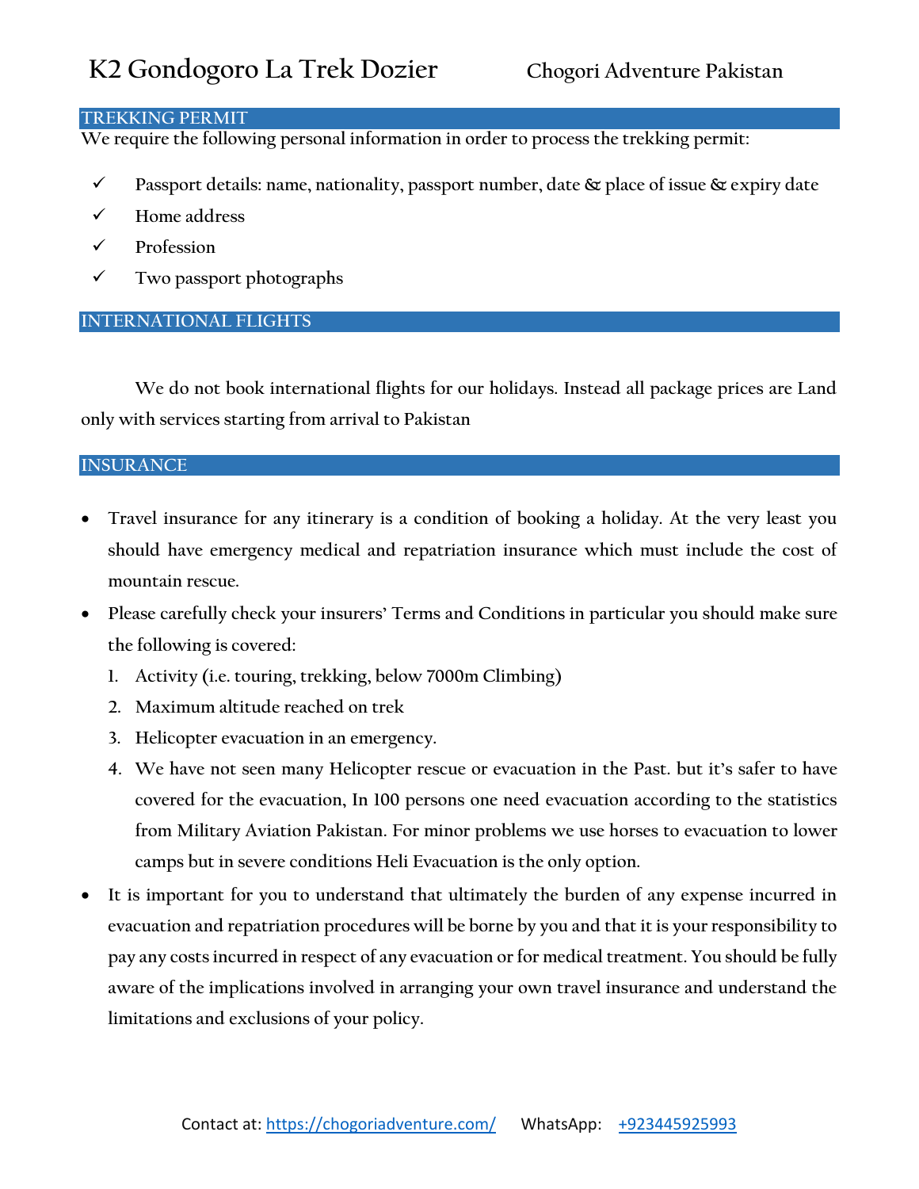## TREKKING PERMIT

We require the following personal information in order to process the trekking permit:

- ✓ Passport details: name, nationality, passport number, date & place of issue & expiry date
- ✓ Home address
- ✓ Profession
- ✓ Two passport photographs

## INTERNATIONAL FLIGHTS

We do not book international flights for our holidays. Instead all package prices are Land only with services starting from arrival to Pakistan

## INSURANCE

- Travel insurance for any itinerary is a condition of booking a holiday. At the very least you should have emergency medical and repatriation insurance which must include the cost of mountain rescue.
- Please carefully check your insurers' Terms and Conditions in particular you should make sure the following is covered:
  1. Activity (i.e. touring, trekking, below 7000m Climbing)
  2. Maximum altitude reached on trek
  3. Helicopter evacuation in an emergency.
  4. We have not seen many Helicopter rescue or evacuation in the Past. but it's safer to have covered for the evacuation, In 100 persons one need evacuation according to the statistics from Military Aviation Pakistan. For minor problems we use horses to evacuation to lower camps but in severe conditions Heli Evacuation is the only option.
- It is important for you to understand that ultimately the burden of any expense incurred in evacuation and repatriation procedures will be borne by you and that it is your responsibility to pay any costs incurred in respect of any evacuation or for medical treatment. You should be fully aware of the implications involved in arranging your own travel insurance and understand the limitations and exclusions of your policy.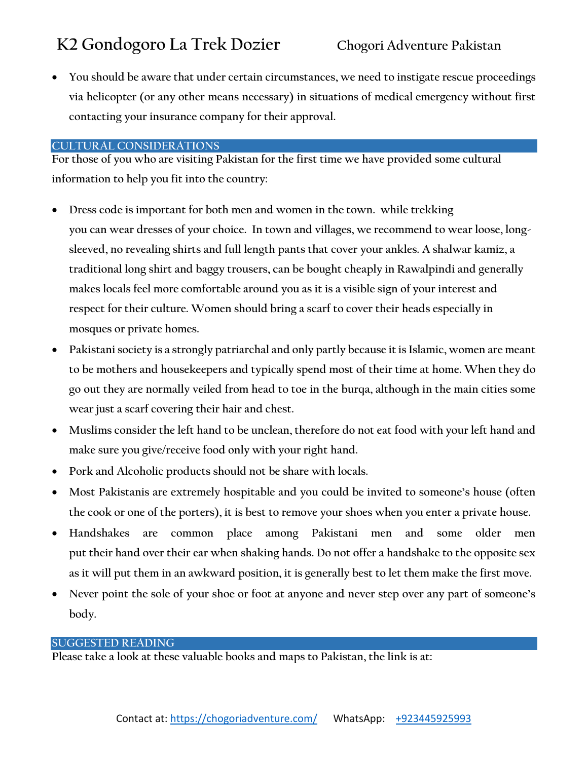- You should be aware that under certain circumstances, we need to instigate rescue proceedings via helicopter (or any other means necessary) in situations of medical emergency without first contacting your insurance company for their approval.

## CULTURAL CONSIDERATIONS

For those of you who are visiting Pakistan for the first time we have provided some cultural information to help you fit into the country:

- Dress code is important for both men and women in the town. while trekking you can wear dresses of your choice. In town and villages, we recommend to wear loose, long-sleeved, no revealing shirts and full length pants that cover your ankles. A shalwar kamiz, a traditional long shirt and baggy trousers, can be bought cheaply in Rawalpindi and generally makes locals feel more comfortable around you as it is a visible sign of your interest and respect for their culture. Women should bring a scarf to cover their heads especially in mosques or private homes.
- Pakistani society is a strongly patriarchal and only partly because it is Islamic, women are meant to be mothers and housekeepers and typically spend most of their time at home. When they do go out they are normally veiled from head to toe in the burqa, although in the main cities some wear just a scarf covering their hair and chest.
- Muslims consider the left hand to be unclean, therefore do not eat food with your left hand and make sure you give/receive food only with your right hand.
- Pork and Alcoholic products should not be share with locals.
- Most Pakistanis are extremely hospitable and you could be invited to someone's house (often the cook or one of the porters), it is best to remove your shoes when you enter a private house.
- Handshakes are common place among Pakistani men and some older men put their hand over their ear when shaking hands. Do not offer a handshake to the opposite sex as it will put them in an awkward position, it is generally best to let them make the first move.
- Never point the sole of your shoe or foot at anyone and never step over any part of someone's body.

## SUGGESTED READING

Please take a look at these valuable books and maps to Pakistan, the link is at: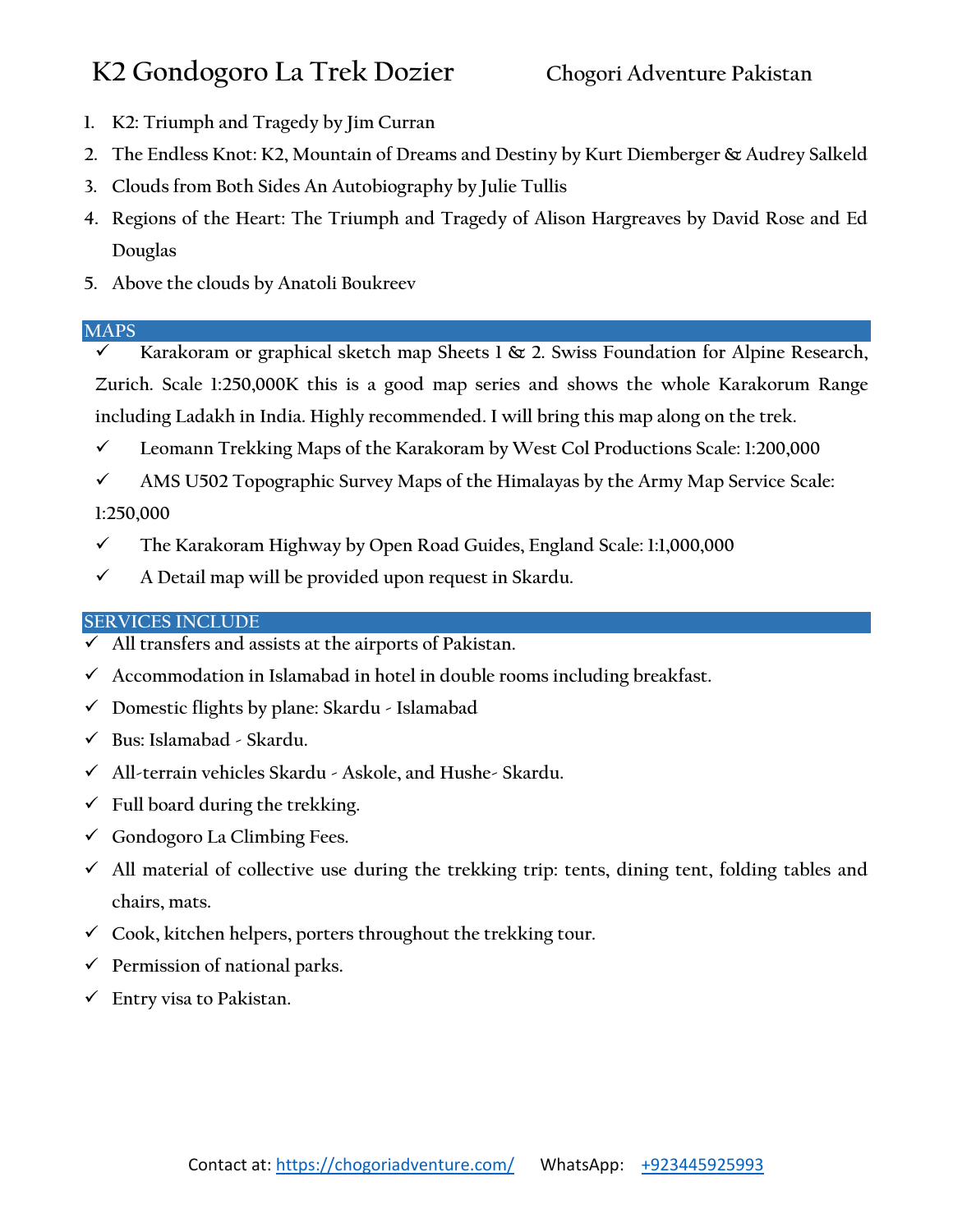1. K2: Triumph and Tragedy by Jim Curran
2. The Endless Knot: K2, Mountain of Dreams and Destiny by Kurt Diemberger & Audrey Salkeld
3. Clouds from Both Sides An Autobiography by Julie Tullis
4. Regions of the Heart: The Triumph and Tragedy of Alison Hargreaves by David Rose and Ed Douglas
5. Above the clouds by Anatoli Boukreev

## MAPS

- ✓ Karakoram or graphical sketch map Sheets 1 & 2. Swiss Foundation for Alpine Research, Zurich. Scale 1:250,000K this is a good map series and shows the whole Karakorum Range including Ladakh in India. Highly recommended. I will bring this map along on the trek.
- ✓ Leomann Trekking Maps of the Karakoram by West Col Productions Scale: 1:200,000
- ✓ AMS U502 Topographic Survey Maps of the Himalayas by the Army Map Service Scale: 1:250,000
- ✓ The Karakoram Highway by Open Road Guides, England Scale: 1:1,000,000
- ✓ A Detail map will be provided upon request in Skardu.

## SERVICES INCLUDE

- ✓ All transfers and assists at the airports of Pakistan.
- ✓ Accommodation in Islamabad in hotel in double rooms including breakfast.
- ✓ Domestic flights by plane: Skardu - Islamabad
- ✓ Bus: Islamabad - Skardu.
- ✓ All-terrain vehicles Skardu - Askole, and Hushe- Skardu.
- ✓ Full board during the trekking.
- ✓ Gondogoro La Climbing Fees.
- ✓ All material of collective use during the trekking trip: tents, dining tent, folding tables and chairs, mats.
- ✓ Cook, kitchen helpers, porters throughout the trekking tour.
- ✓ Permission of national parks.
- ✓ Entry visa to Pakistan.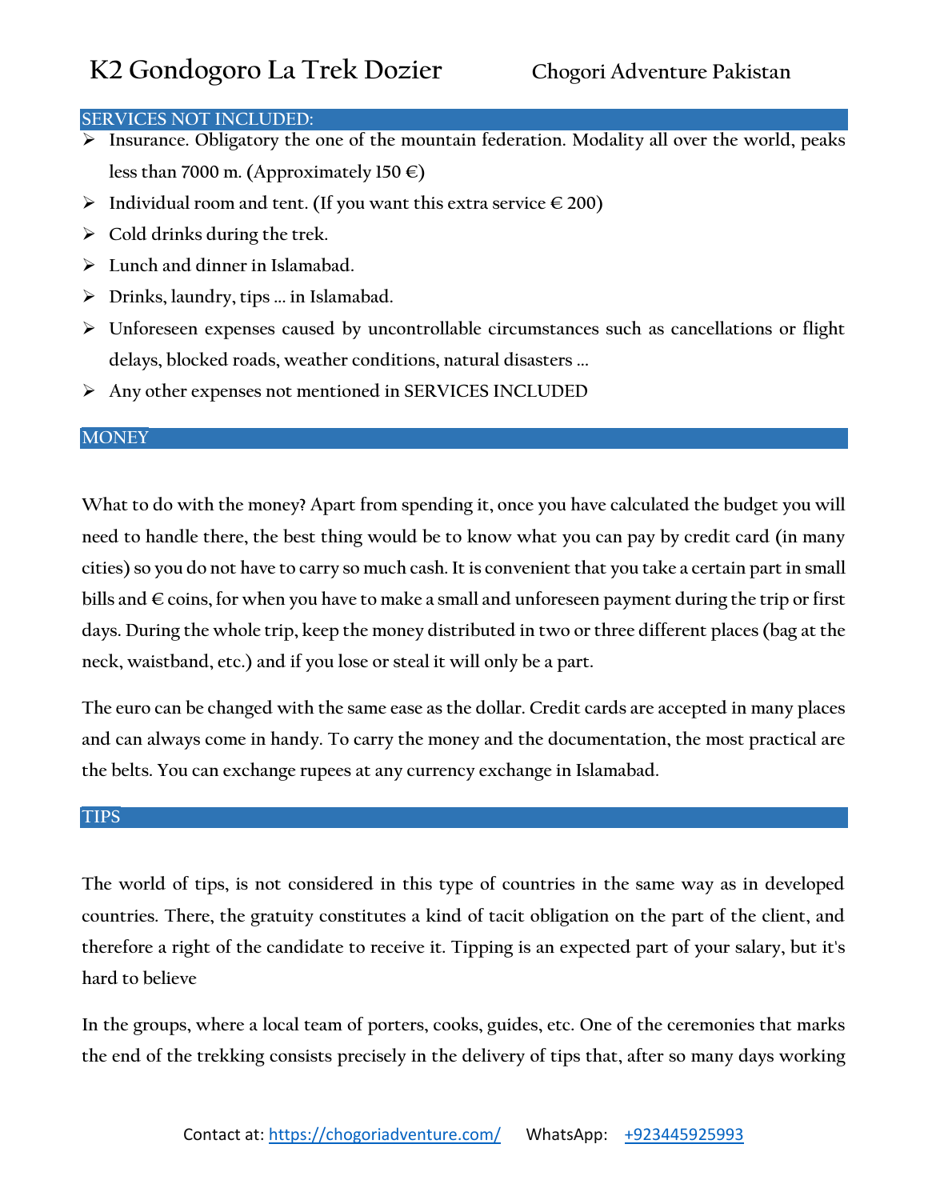## SERVICES NOT INCLUDED:

- Insurance. Obligatory the one of the mountain federation. Modality all over the world, peaks less than 7000 m. (Approximately 150 €)
- Individual room and tent. (If you want this extra service € 200)
- Cold drinks during the trek.
- Lunch and dinner in Islamabad.
- Drinks, laundry, tips ... in Islamabad.
- Unforeseen expenses caused by uncontrollable circumstances such as cancellations or flight delays, blocked roads, weather conditions, natural disasters ...
- Any other expenses not mentioned in SERVICES INCLUDED

## MONEY

What to do with the money? Apart from spending it, once you have calculated the budget you will need to handle there, the best thing would be to know what you can pay by credit card (in many cities) so you do not have to carry so much cash. It is convenient that you take a certain part in small bills and € coins, for when you have to make a small and unforeseen payment during the trip or first days. During the whole trip, keep the money distributed in two or three different places (bag at the neck, waistband, etc.) and if you lose or steal it will only be a part.

The euro can be changed with the same ease as the dollar. Credit cards are accepted in many places and can always come in handy. To carry the money and the documentation, the most practical are the belts. You can exchange rupees at any currency exchange in Islamabad.

## TIPS

The world of tips, is not considered in this type of countries in the same way as in developed countries. There, the gratuity constitutes a kind of tacit obligation on the part of the client, and therefore a right of the candidate to receive it. Tipping is an expected part of your salary, but it's hard to believe

In the groups, where a local team of porters, cooks, guides, etc. One of the ceremonies that marks the end of the trekking consists precisely in the delivery of tips that, after so many days working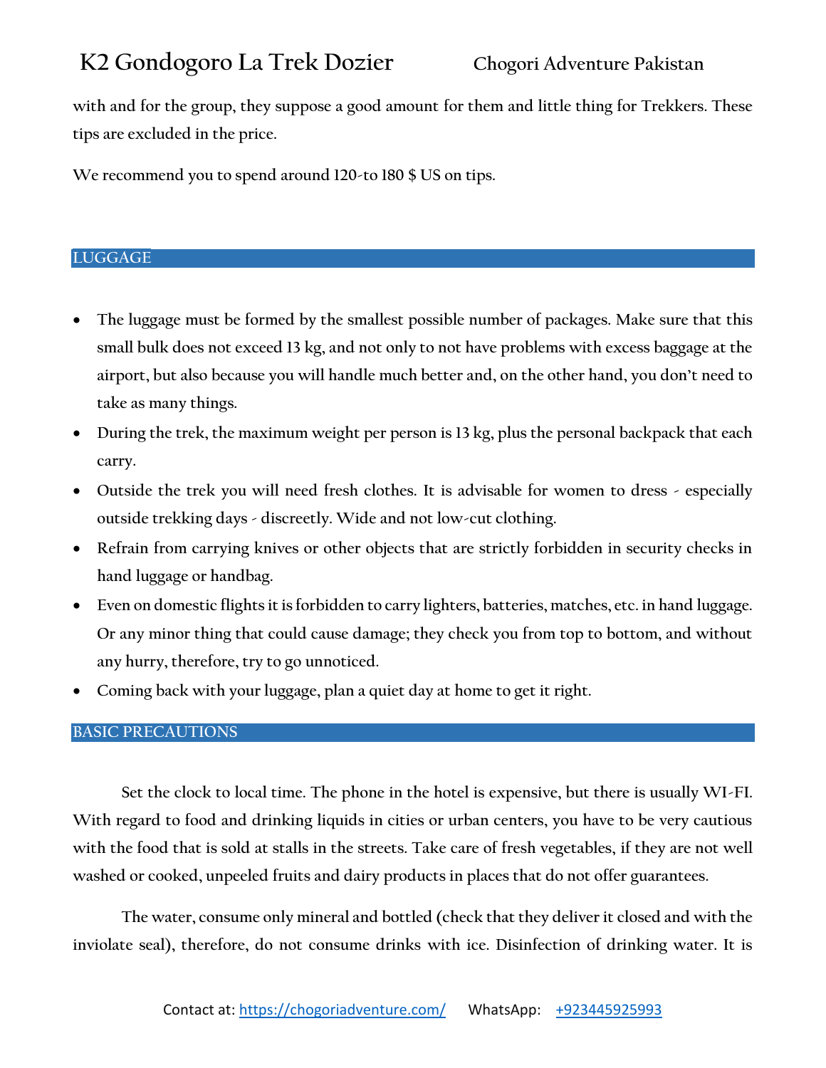with and for the group, they suppose a good amount for them and little thing for Trekkers. These tips are excluded in the price.

We recommend you to spend around 120-to 180 $ US on tips.

## LUGGAGE

- The luggage must be formed by the smallest possible number of packages. Make sure that this small bulk does not exceed 13 kg, and not only to not have problems with excess baggage at the airport, but also because you will handle much better and, on the other hand, you don't need to take as many things.
- During the trek, the maximum weight per person is 13 kg, plus the personal backpack that each carry.
- Outside the trek you will need fresh clothes. It is advisable for women to dress - especially outside trekking days - discreetly. Wide and not low-cut clothing.
- Refrain from carrying knives or other objects that are strictly forbidden in security checks in hand luggage or handbag.
- Even on domestic flights it is forbidden to carry lighters, batteries, matches, etc. in hand luggage. Or any minor thing that could cause damage; they check you from top to bottom, and without any hurry, therefore, try to go unnoticed.
- Coming back with your luggage, plan a quiet day at home to get it right.

## BASIC PRECAUTIONS

Set the clock to local time. The phone in the hotel is expensive, but there is usually WI-FI. With regard to food and drinking liquids in cities or urban centers, you have to be very cautious with the food that is sold at stalls in the streets. Take care of fresh vegetables, if they are not well washed or cooked, unpeeled fruits and dairy products in places that do not offer guarantees.

The water, consume only mineral and bottled (check that they deliver it closed and with the inviolate seal), therefore, do not consume drinks with ice. Disinfection of drinking water. It is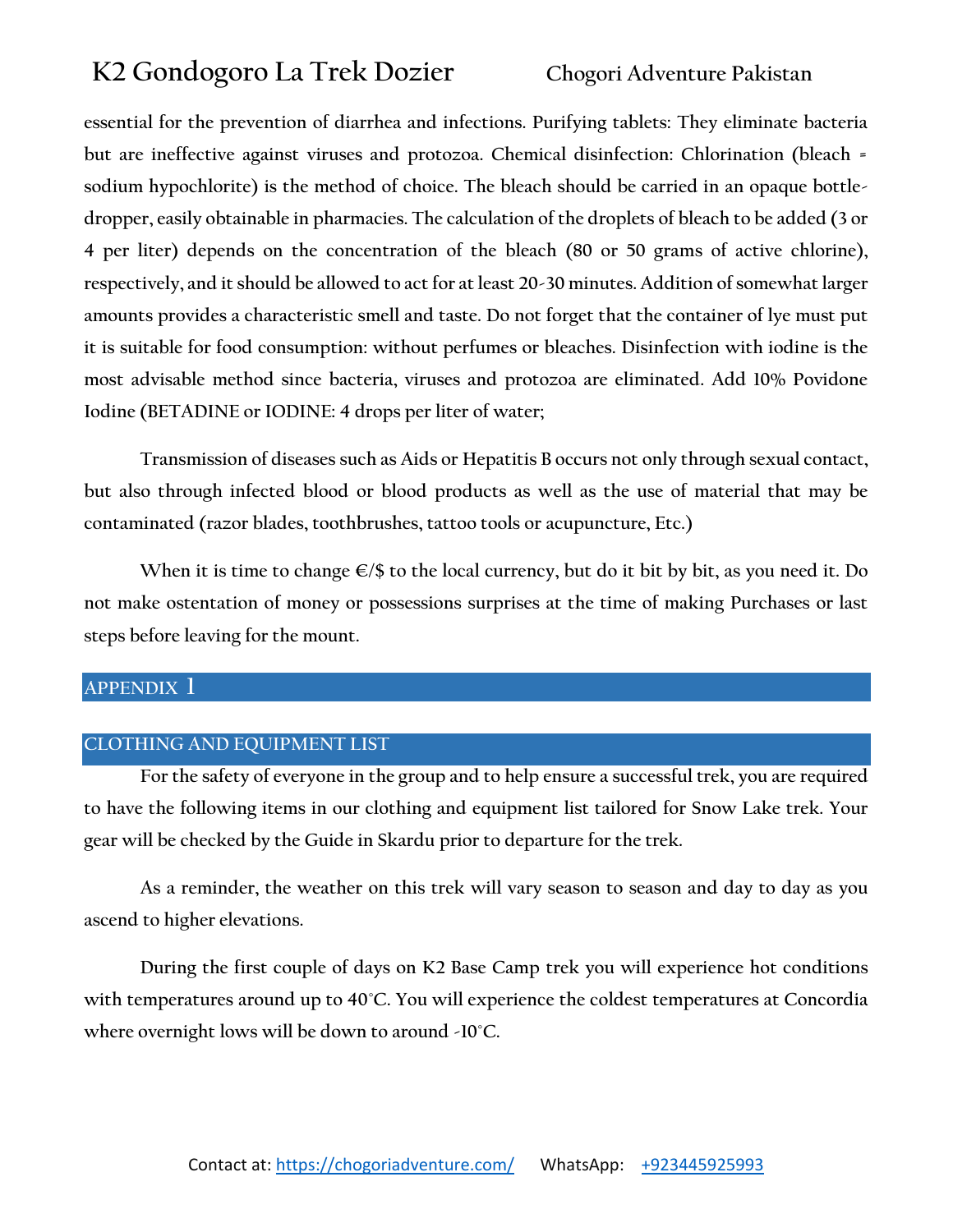essential for the prevention of diarrhea and infections. Purifying tablets: They eliminate bacteria but are ineffective against viruses and protozoa. Chemical disinfection: Chlorination (bleach = sodium hypochlorite) is the method of choice. The bleach should be carried in an opaque bottle-dropper, easily obtainable in pharmacies. The calculation of the droplets of bleach to be added (3 or 4 per liter) depends on the concentration of the bleach (80 or 50 grams of active chlorine), respectively, and it should be allowed to act for at least 20-30 minutes. Addition of somewhat larger amounts provides a characteristic smell and taste. Do not forget that the container of lye must put it is suitable for food consumption: without perfumes or bleaches. Disinfection with iodine is the most advisable method since bacteria, viruses and protozoa are eliminated. Add 10% Povidone Iodine (BETADINE or IODINE: 4 drops per liter of water;

Transmission of diseases such as Aids or Hepatitis B occurs not only through sexual contact, but also through infected blood or blood products as well as the use of material that may be contaminated (razor blades, toothbrushes, tattoo tools or acupuncture, Etc.)

When it is time to change €/$ to the local currency, but do it bit by bit, as you need it. Do not make ostentation of money or possessions surprises at the time of making Purchases or last steps before leaving for the mount.

## APPENDIX 1

## CLOTHING AND EQUIPMENT LIST

For the safety of everyone in the group and to help ensure a successful trek, you are required to have the following items in our clothing and equipment list tailored for Snow Lake trek. Your gear will be checked by the Guide in Skardu prior to departure for the trek.

As a reminder, the weather on this trek will vary season to season and day to day as you ascend to higher elevations.

During the first couple of days on K2 Base Camp trek you will experience hot conditions with temperatures around up to 40°C. You will experience the coldest temperatures at Concordia where overnight lows will be down to around -10°C.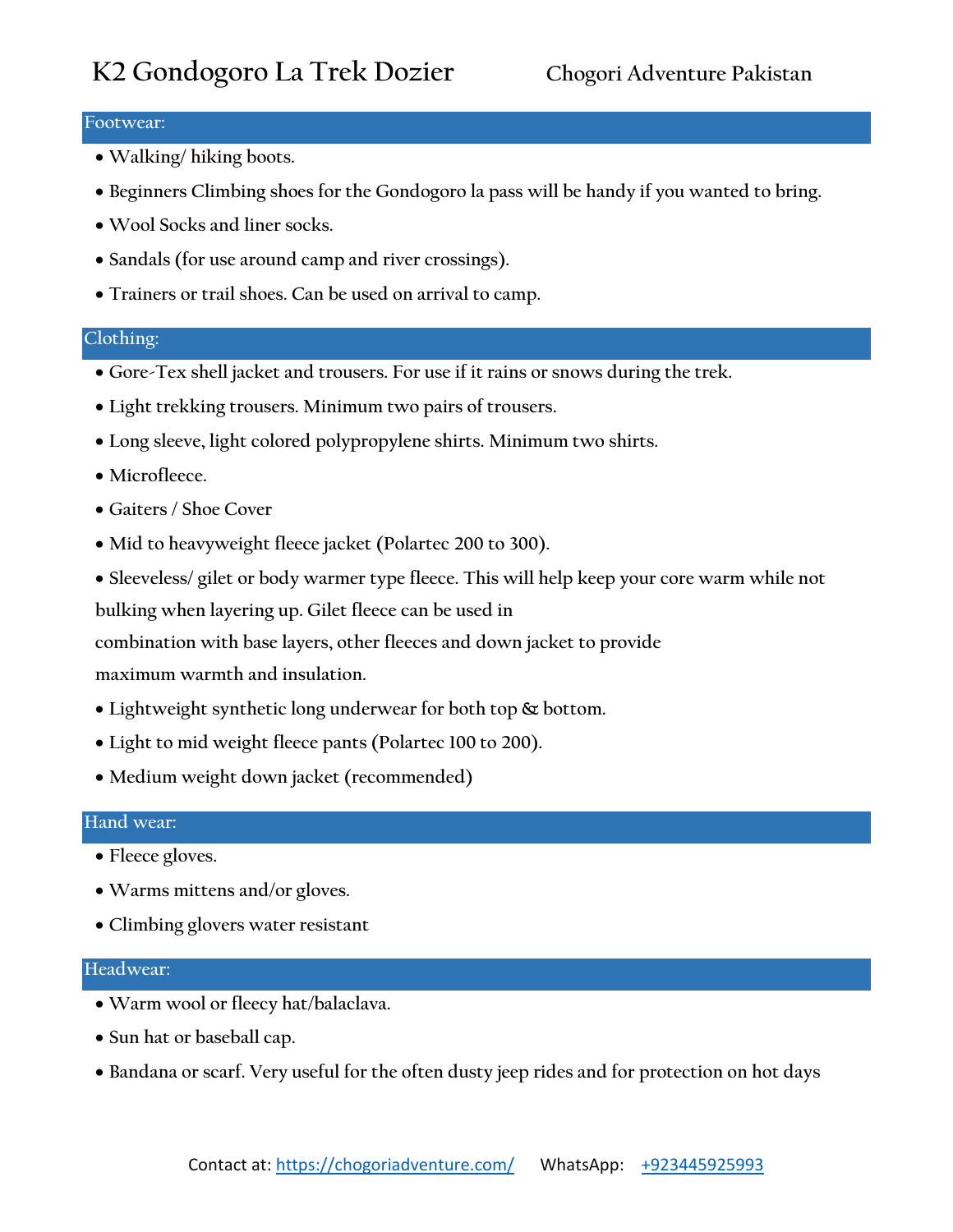## Footwear:

- Walking/ hiking boots.
- Beginners Climbing shoes for the Gondogoro la pass will be handy if you wanted to bring.
- Wool Socks and liner socks.
- Sandals (for use around camp and river crossings).
- Trainers or trail shoes. Can be used on arrival to camp.

## Clothing:

- Gore-Tex shell jacket and trousers. For use if it rains or snows during the trek.
- Light trekking trousers. Minimum two pairs of trousers.
- Long sleeve, light colored polypropylene shirts. Minimum two shirts.
- Microfleece.
- Gaiters / Shoe Cover
- Mid to heavyweight fleece jacket (Polartec 200 to 300).
- Sleeveless/ gilet or body warmer type fleece. This will help keep your core warm while not bulking when layering up. Gilet fleece can be used in combination with base layers, other fleeces and down jacket to provide maximum warmth and insulation.
- Lightweight synthetic long underwear for both top & bottom.
- Light to mid weight fleece pants (Polartec 100 to 200).
- Medium weight down jacket (recommended)

## Hand wear:

- Fleece gloves.
- Warms mittens and/or gloves.
- Climbing glovers water resistant

## Headwear:

- Warm wool or fleecy hat/balaclava.
- Sun hat or baseball cap.
- Bandana or scarf. Very useful for the often dusty jeep rides and for protection on hot days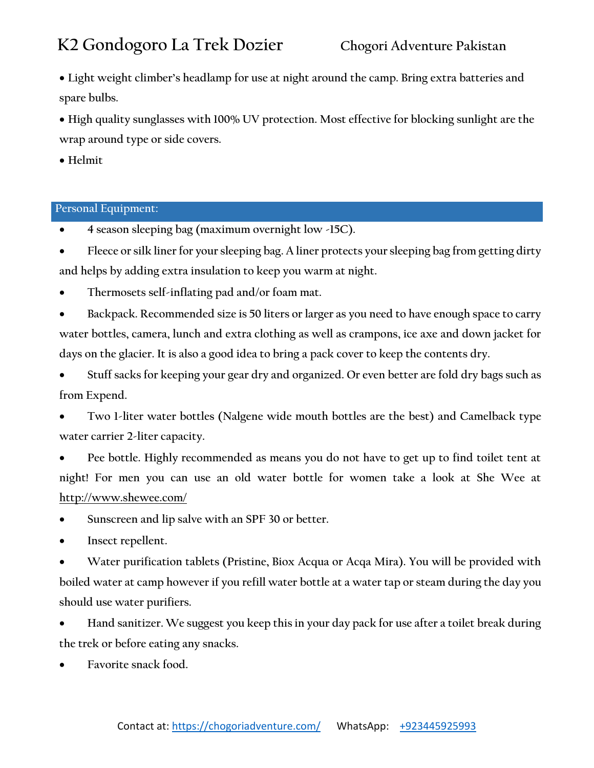- Light weight climber's headlamp for use at night around the camp. Bring extra batteries and spare bulbs.
- High quality sunglasses with 100% UV protection. Most effective for blocking sunlight are the wrap around type or side covers.
- Helmit

## Personal Equipment:

- 4 season sleeping bag (maximum overnight low -15C).
- Fleece or silk liner for your sleeping bag. A liner protects your sleeping bag from getting dirty and helps by adding extra insulation to keep you warm at night.
- Thermosets self-inflating pad and/or foam mat.
- Backpack. Recommended size is 50 liters or larger as you need to have enough space to carry water bottles, camera, lunch and extra clothing as well as crampons, ice axe and down jacket for days on the glacier. It is also a good idea to bring a pack cover to keep the contents dry.
- Stuff sacks for keeping your gear dry and organized. Or even better are fold dry bags such as from Expend.
- Two 1-liter water bottles (Nalgene wide mouth bottles are the best) and Camelback type water carrier 2-liter capacity.
- Pee bottle. Highly recommended as means you do not have to get up to find toilet tent at night! For men you can use an old water bottle for women take a look at She Wee at http://www.shewee.com/
- Sunscreen and lip salve with an SPF 30 or better.
- Insect repellent.
- Water purification tablets (Pristine, Biox Acqua or Acqa Mira). You will be provided with boiled water at camp however if you refill water bottle at a water tap or steam during the day you should use water purifiers.
- Hand sanitizer. We suggest you keep this in your day pack for use after a toilet break during the trek or before eating any snacks.
- Favorite snack food.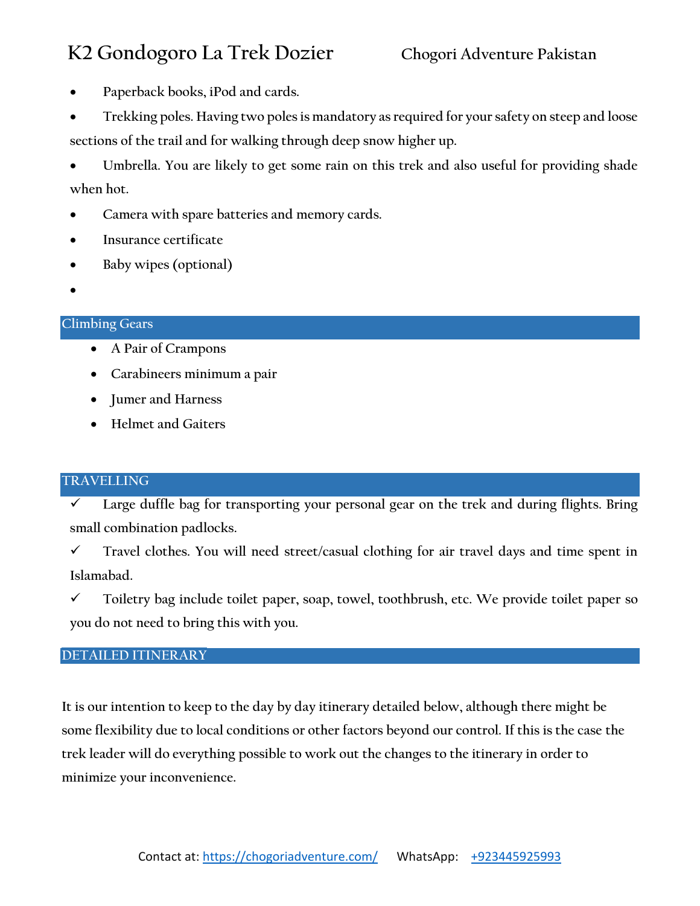- Paperback books, iPod and cards.
- Trekking poles. Having two poles is mandatory as required for your safety on steep and loose sections of the trail and for walking through deep snow higher up.
- Umbrella. You are likely to get some rain on this trek and also useful for providing shade when hot.
- Camera with spare batteries and memory cards.
- Insurance certificate
- Baby wipes (optional)

## Climbing Gears

- A Pair of Crampons
- Carabineers minimum a pair
- Jumer and Harness
- Helmet and Gaiters

## TRAVELLING

✓ Large duffle bag for transporting your personal gear on the trek and during flights. Bring small combination padlocks.

✓ Travel clothes. You will need street/casual clothing for air travel days and time spent in Islamabad.

✓ Toiletry bag include toilet paper, soap, towel, toothbrush, etc. We provide toilet paper so you do not need to bring this with you.

## DETAILED ITINERARY

It is our intention to keep to the day by day itinerary detailed below, although there might be some flexibility due to local conditions or other factors beyond our control. If this is the case the trek leader will do everything possible to work out the changes to the itinerary in order to minimize your inconvenience.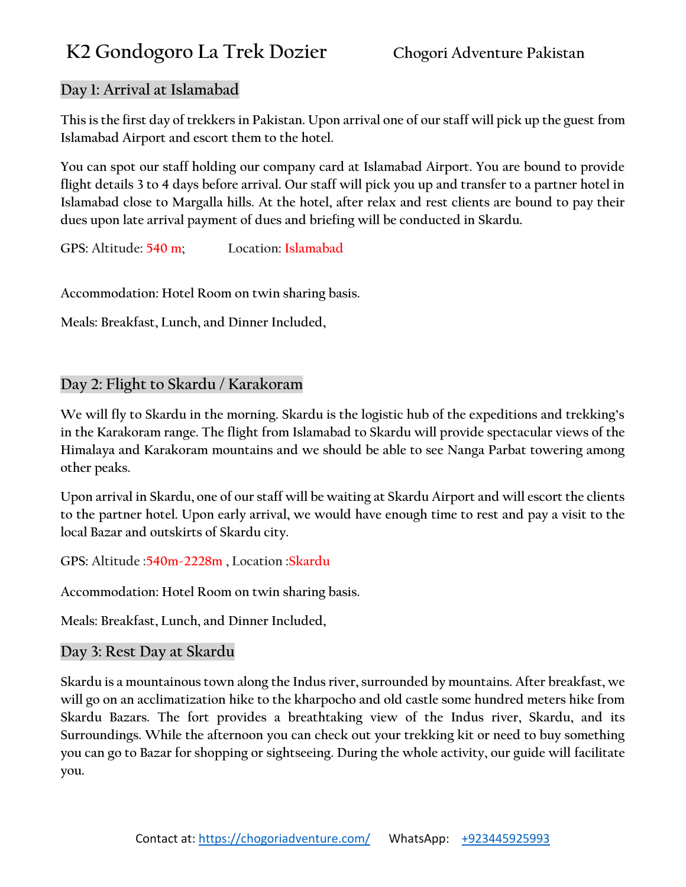# K2 Gondogoro La Trek Dozier Chogori Adventure Pakistan

## Day 1: Arrival at Islamabad

This is the first day of trekkers in Pakistan. Upon arrival one of our staff will pick up the guest from Islamabad Airport and escort them to the hotel.

You can spot our staff holding our company card at Islamabad Airport. You are bound to provide flight details 3 to 4 days before arrival. Our staff will pick you up and transfer to a partner hotel in Islamabad close to Margalla hills. At the hotel, after relax and rest clients are bound to pay their dues upon late arrival payment of dues and briefing will be conducted in Skardu.

GPS: Altitude: 540 m; Location: Islamabad

Accommodation: Hotel Room on twin sharing basis.

Meals: Breakfast, Lunch, and Dinner Included,

## Day 2: Flight to Skardu / Karakoram

We will fly to Skardu in the morning. Skardu is the logistic hub of the expeditions and trekking's in the Karakoram range. The flight from Islamabad to Skardu will provide spectacular views of the Himalaya and Karakoram mountains and we should be able to see Nanga Parbat towering among other peaks.

Upon arrival in Skardu, one of our staff will be waiting at Skardu Airport and will escort the clients to the partner hotel. Upon early arrival, we would have enough time to rest and pay a visit to the local Bazar and outskirts of Skardu city.

GPS: Altitude :540m-2228m , Location :Skardu

Accommodation: Hotel Room on twin sharing basis.

Meals: Breakfast, Lunch, and Dinner Included,

## Day 3: Rest Day at Skardu

Skardu is a mountainous town along the Indus river, surrounded by mountains. After breakfast, we will go on an acclimatization hike to the kharpocho and old castle some hundred meters hike from Skardu Bazars. The fort provides a breathtaking view of the Indus river, Skardu, and its Surroundings. While the afternoon you can check out your trekking kit or need to buy something you can go to Bazar for shopping or sightseeing. During the whole activity, our guide will facilitate you.

Contact at: https://chogoriadventure.com/ WhatsApp: +923445925993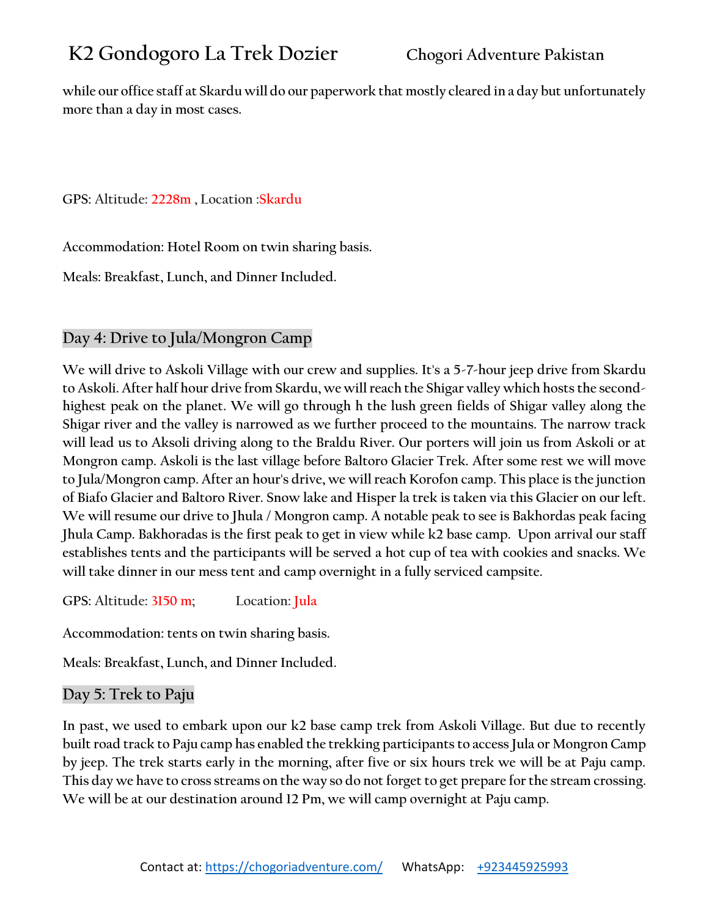while our office staff at Skardu will do our paperwork that mostly cleared in a day but unfortunately more than a day in most cases.

GPS: Altitude: 2228m , Location :Skardu

Accommodation: Hotel Room on twin sharing basis.

Meals: Breakfast, Lunch, and Dinner Included.

## Day 4: Drive to Jula/Mongron Camp

We will drive to Askoli Village with our crew and supplies. It's a 5-7-hour jeep drive from Skardu to Askoli. After half hour drive from Skardu, we will reach the Shigar valley which hosts the second-highest peak on the planet. We will go through h the lush green fields of Shigar valley along the Shigar river and the valley is narrowed as we further proceed to the mountains. The narrow track will lead us to Aksoli driving along to the Braldu River. Our porters will join us from Askoli or at Mongron camp. Askoli is the last village before Baltoro Glacier Trek. After some rest we will move to Jula/Mongron camp. After an hour's drive, we will reach Korofon camp. This place is the junction of Biafo Glacier and Baltoro River. Snow lake and Hisper la trek is taken via this Glacier on our left. We will resume our drive to Jhula / Mongron camp. A notable peak to see is Bakhordas peak facing Jhula Camp. Bakhoradas is the first peak to get in view while k2 base camp. Upon arrival our staff establishes tents and the participants will be served a hot cup of tea with cookies and snacks. We will take dinner in our mess tent and camp overnight in a fully serviced campsite.

GPS: Altitude: 3150 m; Location: Jula

Accommodation: tents on twin sharing basis.

Meals: Breakfast, Lunch, and Dinner Included.

## Day 5: Trek to Paju

In past, we used to embark upon our k2 base camp trek from Askoli Village. But due to recently built road track to Paju camp has enabled the trekking participants to access Jula or Mongron Camp by jeep. The trek starts early in the morning, after five or six hours trek we will be at Paju camp. This day we have to cross streams on the way so do not forget to get prepare for the stream crossing. We will be at our destination around 12 Pm, we will camp overnight at Paju camp.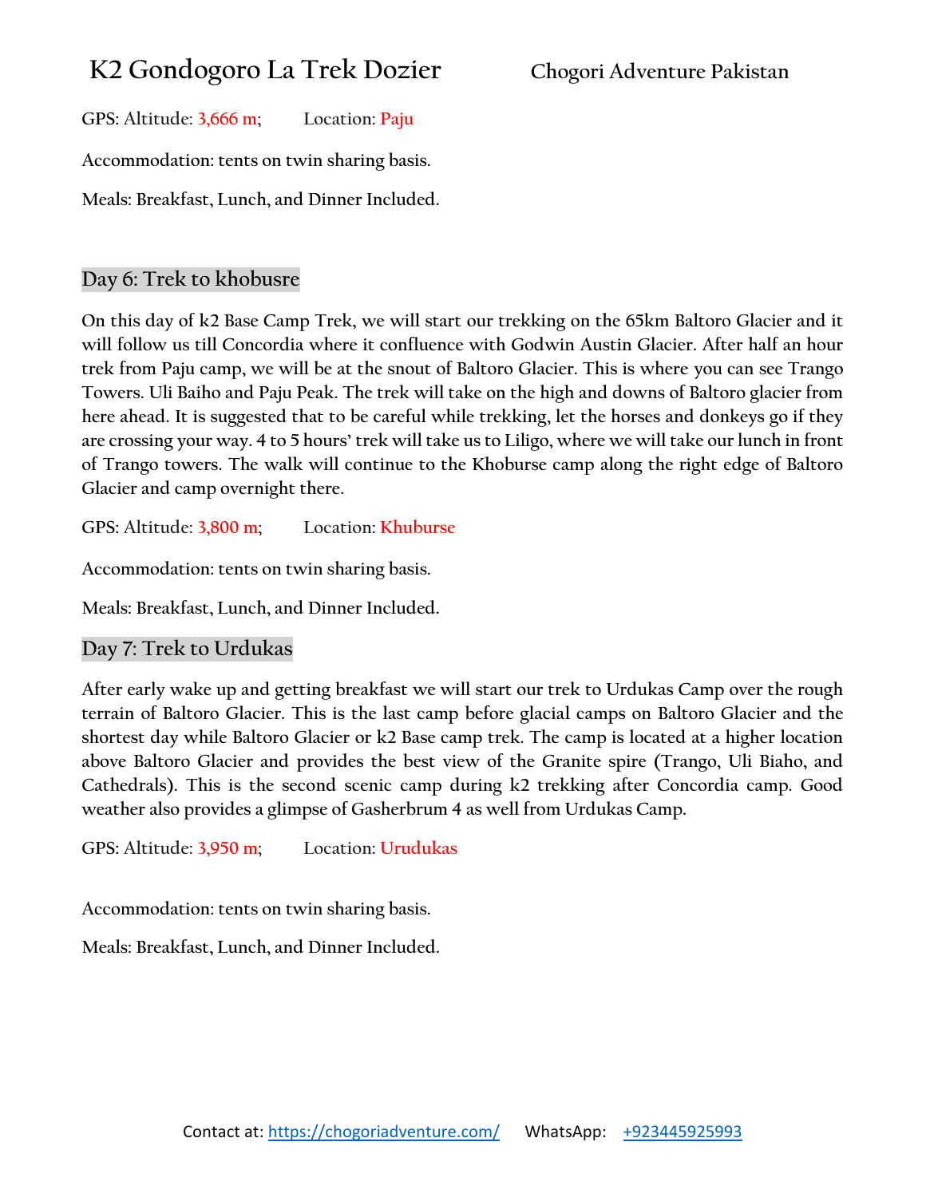GPS: Altitude: 3,666 m;  Location: Paju

Accommodation: tents on twin sharing basis.

Meals: Breakfast, Lunch, and Dinner Included.

## Day 6: Trek to khobusre

On this day of k2 Base Camp Trek, we will start our trekking on the 65km Baltoro Glacier and it will follow us till Concordia where it confluence with Godwin Austin Glacier. After half an hour trek from Paju camp, we will be at the snout of Baltoro Glacier. This is where you can see Trango Towers. Uli Baiho and Paju Peak. The trek will take on the high and downs of Baltoro glacier from here ahead. It is suggested that to be careful while trekking, let the horses and donkeys go if they are crossing your way. 4 to 5 hours' trek will take us to Liligo, where we will take our lunch in front of Trango towers. The walk will continue to the Khoburse camp along the right edge of Baltoro Glacier and camp overnight there.

GPS: Altitude: 3,800 m;  Location: Khuburse

Accommodation: tents on twin sharing basis.

Meals: Breakfast, Lunch, and Dinner Included.

## Day 7: Trek to Urdukas

After early wake up and getting breakfast we will start our trek to Urdukas Camp over the rough terrain of Baltoro Glacier. This is the last camp before glacial camps on Baltoro Glacier and the shortest day while Baltoro Glacier or k2 Base camp trek. The camp is located at a higher location above Baltoro Glacier and provides the best view of the Granite spire (Trango, Uli Biaho, and Cathedrals). This is the second scenic camp during k2 trekking after Concordia camp. Good weather also provides a glimpse of Gasherbrum 4 as well from Urdukas Camp.

GPS: Altitude: 3,950 m;  Location: Urudukas

Accommodation: tents on twin sharing basis.

Meals: Breakfast, Lunch, and Dinner Included.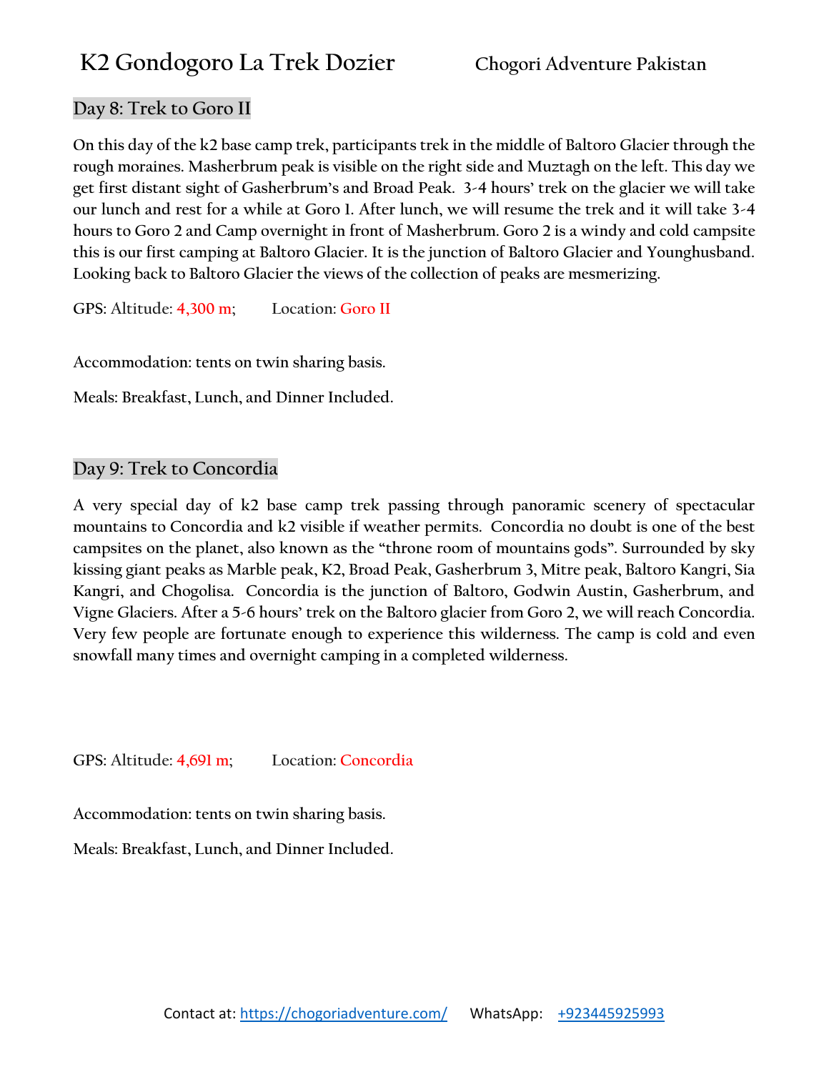## Day 8: Trek to Goro II

On this day of the k2 base camp trek, participants trek in the middle of Baltoro Glacier through the rough moraines. Masherbrum peak is visible on the right side and Muztagh on the left. This day we get first distant sight of Gasherbrum's and Broad Peak. 3-4 hours' trek on the glacier we will take our lunch and rest for a while at Goro 1. After lunch, we will resume the trek and it will take 3-4 hours to Goro 2 and Camp overnight in front of Masherbrum. Goro 2 is a windy and cold campsite this is our first camping at Baltoro Glacier. It is the junction of Baltoro Glacier and Younghusband. Looking back to Baltoro Glacier the views of the collection of peaks are mesmerizing.

GPS: Altitude: 4,300 m; Location: Goro II

Accommodation: tents on twin sharing basis.

Meals: Breakfast, Lunch, and Dinner Included.

## Day 9: Trek to Concordia

A very special day of k2 base camp trek passing through panoramic scenery of spectacular mountains to Concordia and k2 visible if weather permits. Concordia no doubt is one of the best campsites on the planet, also known as the "throne room of mountains gods". Surrounded by sky kissing giant peaks as Marble peak, K2, Broad Peak, Gasherbrum 3, Mitre peak, Baltoro Kangri, Sia Kangri, and Chogolisa. Concordia is the junction of Baltoro, Godwin Austin, Gasherbrum, and Vigne Glaciers. After a 5-6 hours' trek on the Baltoro glacier from Goro 2, we will reach Concordia. Very few people are fortunate enough to experience this wilderness. The camp is cold and even snowfall many times and overnight camping in a completed wilderness.

GPS: Altitude: 4,691 m; Location: Concordia

Accommodation: tents on twin sharing basis.

Meals: Breakfast, Lunch, and Dinner Included.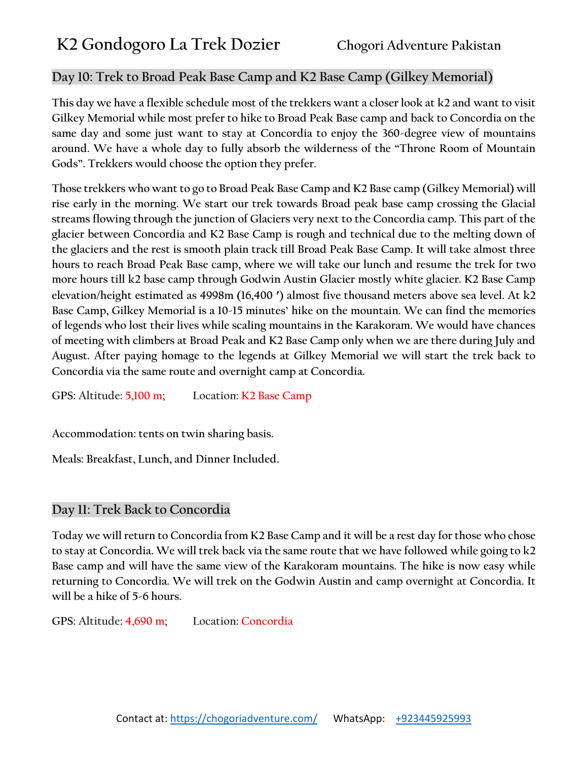## Day 10: Trek to Broad Peak Base Camp and K2 Base Camp (Gilkey Memorial)

This day we have a flexible schedule most of the trekkers want a closer look at k2 and want to visit Gilkey Memorial while most prefer to hike to Broad Peak Base camp and back to Concordia on the same day and some just want to stay at Concordia to enjoy the 360-degree view of mountains around. We have a whole day to fully absorb the wilderness of the "Throne Room of Mountain Gods". Trekkers would choose the option they prefer.

Those trekkers who want to go to Broad Peak Base Camp and K2 Base camp (Gilkey Memorial) will rise early in the morning. We start our trek towards Broad peak base camp crossing the Glacial streams flowing through the junction of Glaciers very next to the Concordia camp. This part of the glacier between Concordia and K2 Base Camp is rough and technical due to the melting down of the glaciers and the rest is smooth plain track till Broad Peak Base Camp. It will take almost three hours to reach Broad Peak Base camp, where we will take our lunch and resume the trek for two more hours till k2 base camp through Godwin Austin Glacier mostly white glacier. K2 Base Camp elevation/height estimated as 4998m (16,400 ′) almost five thousand meters above sea level. At k2 Base Camp, Gilkey Memorial is a 10-15 minutes' hike on the mountain. We can find the memories of legends who lost their lives while scaling mountains in the Karakoram. We would have chances of meeting with climbers at Broad Peak and K2 Base Camp only when we are there during July and August. After paying homage to the legends at Gilkey Memorial we will start the trek back to Concordia via the same route and overnight camp at Concordia.

GPS: Altitude: 5,100 m; Location: K2 Base Camp

Accommodation: tents on twin sharing basis.

Meals: Breakfast, Lunch, and Dinner Included.

## Day 11: Trek Back to Concordia

Today we will return to Concordia from K2 Base Camp and it will be a rest day for those who chose to stay at Concordia. We will trek back via the same route that we have followed while going to k2 Base camp and will have the same view of the Karakoram mountains. The hike is now easy while returning to Concordia. We will trek on the Godwin Austin and camp overnight at Concordia. It will be a hike of 5-6 hours.

GPS: Altitude: 4,690 m; Location: Concordia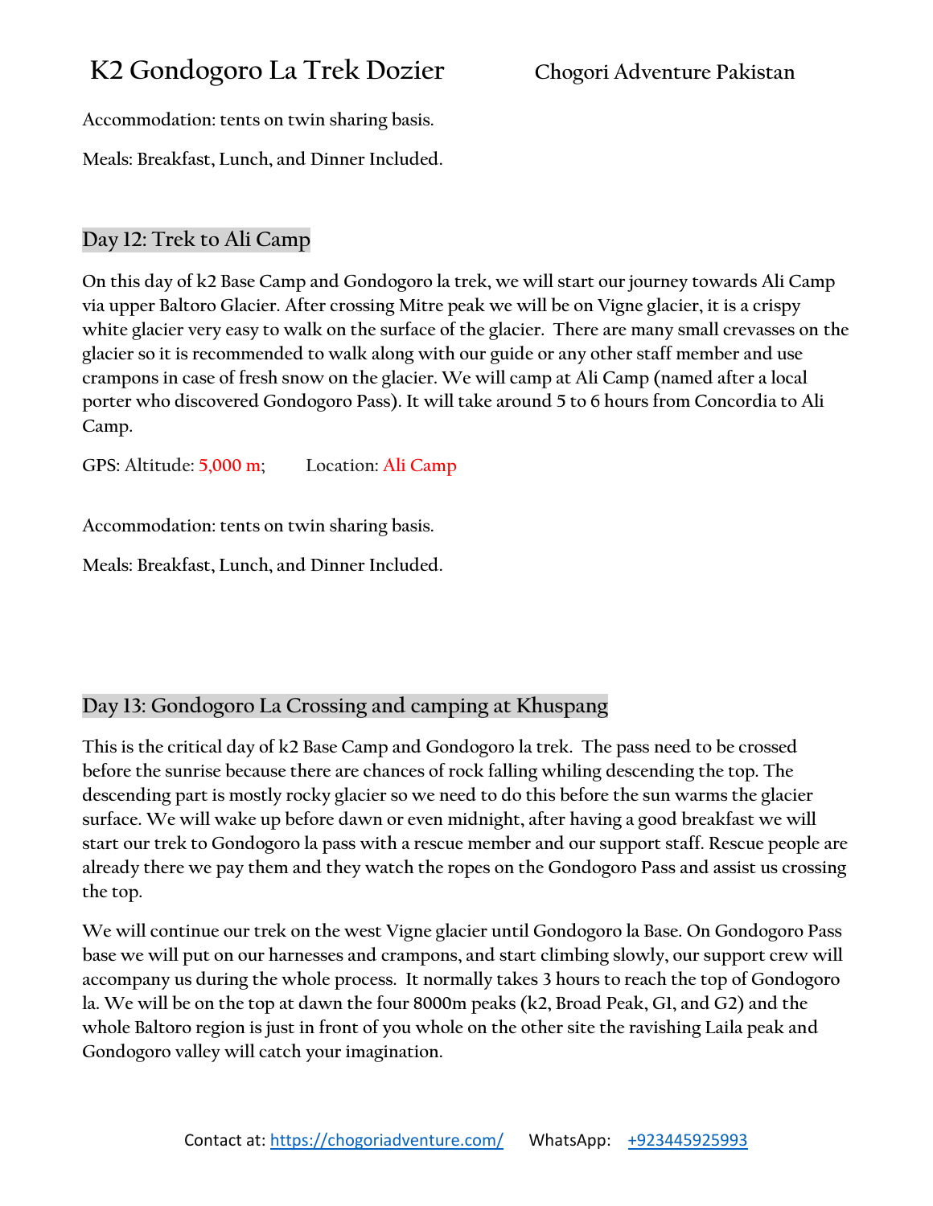Accommodation: tents on twin sharing basis.

Meals: Breakfast, Lunch, and Dinner Included.

## Day 12: Trek to Ali Camp

On this day of k2 Base Camp and Gondogoro la trek, we will start our journey towards Ali Camp via upper Baltoro Glacier. After crossing Mitre peak we will be on Vigne glacier, it is a crispy white glacier very easy to walk on the surface of the glacier. There are many small crevasses on the glacier so it is recommended to walk along with our guide or any other staff member and use crampons in case of fresh snow on the glacier. We will camp at Ali Camp (named after a local porter who discovered Gondogoro Pass). It will take around 5 to 6 hours from Concordia to Ali Camp.

GPS: Altitude: 5,000 m; Location: Ali Camp

Accommodation: tents on twin sharing basis.

Meals: Breakfast, Lunch, and Dinner Included.

## Day 13: Gondogoro La Crossing and camping at Khuspang

This is the critical day of k2 Base Camp and Gondogoro la trek. The pass need to be crossed before the sunrise because there are chances of rock falling whiling descending the top. The descending part is mostly rocky glacier so we need to do this before the sun warms the glacier surface. We will wake up before dawn or even midnight, after having a good breakfast we will start our trek to Gondogoro la pass with a rescue member and our support staff. Rescue people are already there we pay them and they watch the ropes on the Gondogoro Pass and assist us crossing the top.

We will continue our trek on the west Vigne glacier until Gondogoro la Base. On Gondogoro Pass base we will put on our harnesses and crampons, and start climbing slowly, our support crew will accompany us during the whole process. It normally takes 3 hours to reach the top of Gondogoro la. We will be on the top at dawn the four 8000m peaks (k2, Broad Peak, G1, and G2) and the whole Baltoro region is just in front of you whole on the other site the ravishing Laila peak and Gondogoro valley will catch your imagination.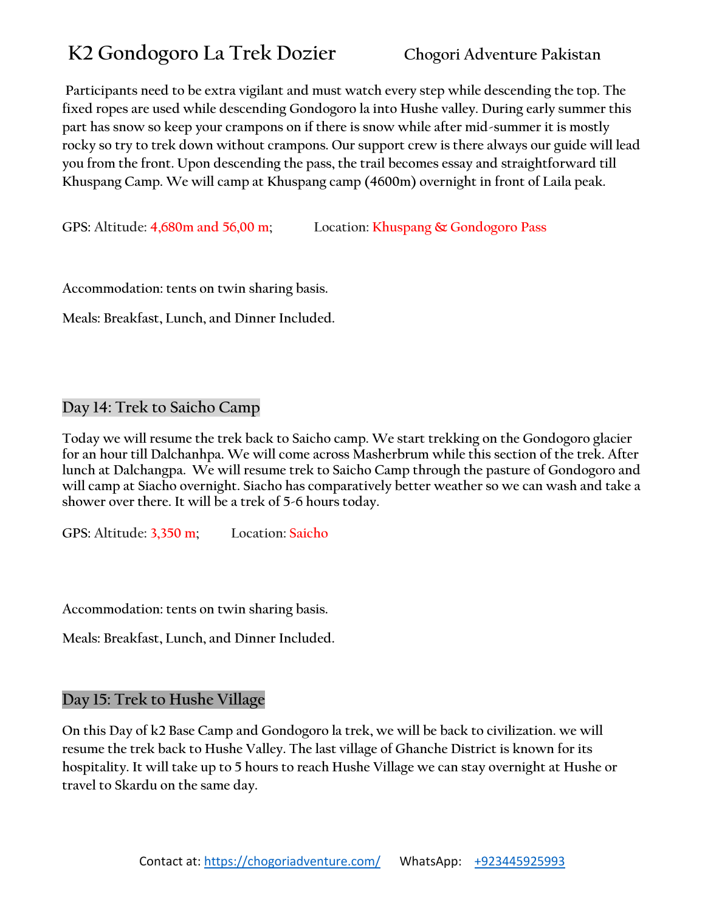Participants need to be extra vigilant and must watch every step while descending the top. The fixed ropes are used while descending Gondogoro la into Hushe valley. During early summer this part has snow so keep your crampons on if there is snow while after mid-summer it is mostly rocky so try to trek down without crampons. Our support crew is there always our guide will lead you from the front. Upon descending the pass, the trail becomes essay and straightforward till Khuspang Camp. We will camp at Khuspang camp (4600m) overnight in front of Laila peak.

GPS: Altitude: 4,680m and 56,00 m; Location: Khuspang & Gondogoro Pass

Accommodation: tents on twin sharing basis.

Meals: Breakfast, Lunch, and Dinner Included.

## Day 14: Trek to Saicho Camp

Today we will resume the trek back to Saicho camp. We start trekking on the Gondogoro glacier for an hour till Dalchanhpa. We will come across Masherbrum while this section of the trek. After lunch at Dalchangpa. We will resume trek to Saicho Camp through the pasture of Gondogoro and will camp at Siacho overnight. Siacho has comparatively better weather so we can wash and take a shower over there. It will be a trek of 5-6 hours today.

GPS: Altitude: 3,350 m; Location: Saicho

Accommodation: tents on twin sharing basis.

Meals: Breakfast, Lunch, and Dinner Included.

## Day 15: Trek to Hushe Village

On this Day of k2 Base Camp and Gondogoro la trek, we will be back to civilization. we will resume the trek back to Hushe Valley. The last village of Ghanche District is known for its hospitality. It will take up to 5 hours to reach Hushe Village we can stay overnight at Hushe or travel to Skardu on the same day.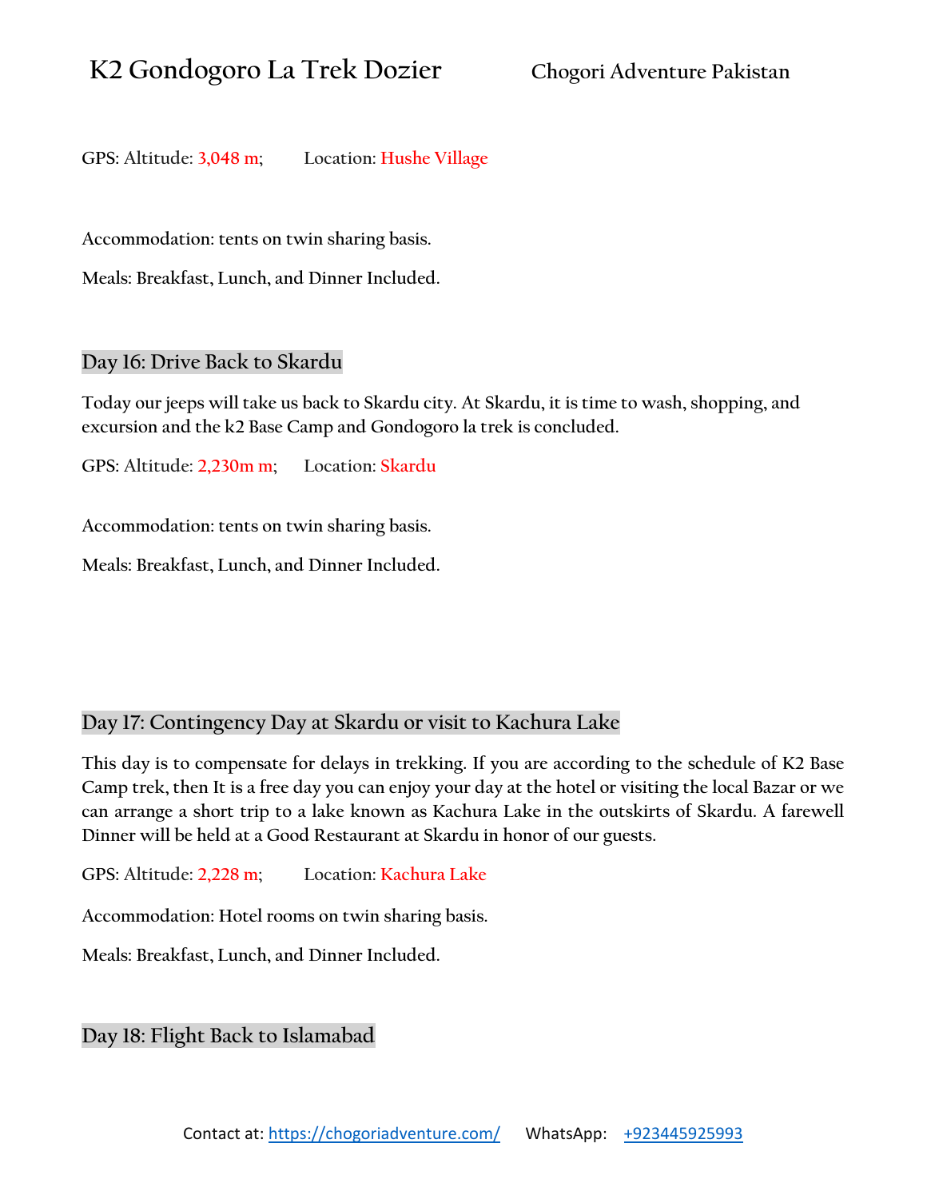GPS: Altitude: 3,048 m; Location: Hushe Village

Accommodation: tents on twin sharing basis.

Meals: Breakfast, Lunch, and Dinner Included.

## Day 16: Drive Back to Skardu

Today our jeeps will take us back to Skardu city. At Skardu, it is time to wash, shopping, and excursion and the k2 Base Camp and Gondogoro la trek is concluded.

GPS: Altitude: 2,230m m; Location: Skardu

Accommodation: tents on twin sharing basis.

Meals: Breakfast, Lunch, and Dinner Included.

## Day 17: Contingency Day at Skardu or visit to Kachura Lake

This day is to compensate for delays in trekking. If you are according to the schedule of K2 Base Camp trek, then It is a free day you can enjoy your day at the hotel or visiting the local Bazar or we can arrange a short trip to a lake known as Kachura Lake in the outskirts of Skardu. A farewell Dinner will be held at a Good Restaurant at Skardu in honor of our guests.

GPS: Altitude: 2,228 m; Location: Kachura Lake

Accommodation: Hotel rooms on twin sharing basis.

Meals: Breakfast, Lunch, and Dinner Included.

## Day 18: Flight Back to Islamabad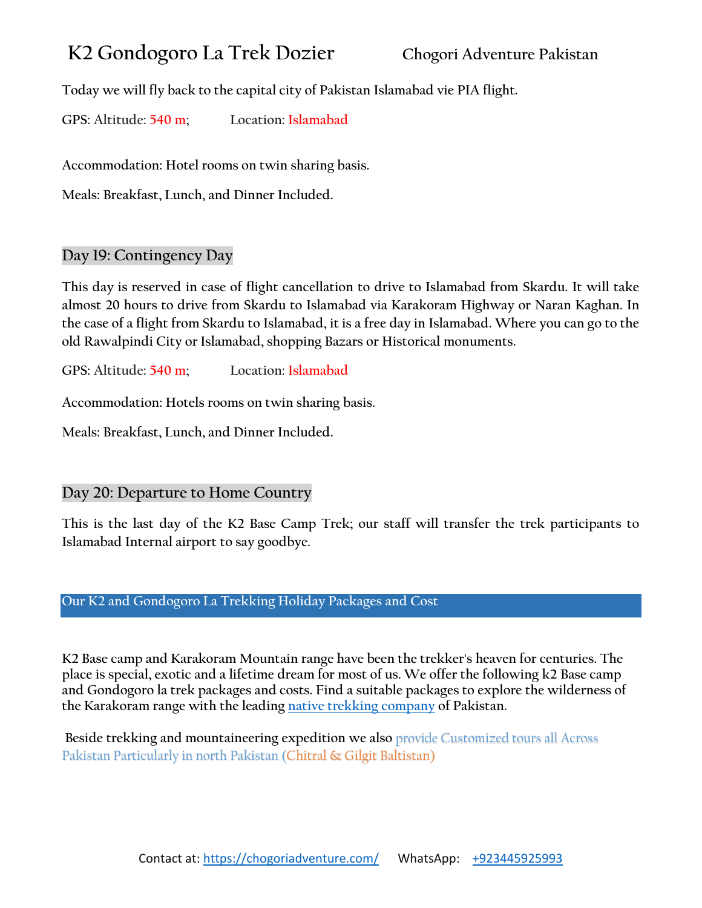Today we will fly back to the capital city of Pakistan Islamabad vie PIA flight.

GPS: Altitude: 540 m; Location: Islamabad

Accommodation: Hotel rooms on twin sharing basis.

Meals: Breakfast, Lunch, and Dinner Included.

## Day 19: Contingency Day

This day is reserved in case of flight cancellation to drive to Islamabad from Skardu. It will take almost 20 hours to drive from Skardu to Islamabad via Karakoram Highway or Naran Kaghan. In the case of a flight from Skardu to Islamabad, it is a free day in Islamabad. Where you can go to the old Rawalpindi City or Islamabad, shopping Bazars or Historical monuments.

GPS: Altitude: 540 m; Location: Islamabad

Accommodation: Hotels rooms on twin sharing basis.

Meals: Breakfast, Lunch, and Dinner Included.

## Day 20: Departure to Home Country

This is the last day of the K2 Base Camp Trek; our staff will transfer the trek participants to Islamabad Internal airport to say goodbye.

## Our K2 and Gondogoro La Trekking Holiday Packages and Cost

K2 Base camp and Karakoram Mountain range have been the trekker's heaven for centuries. The place is special, exotic and a lifetime dream for most of us. We offer the following k2 Base camp and Gondogoro la trek packages and costs. Find a suitable packages to explore the wilderness of the Karakoram range with the leading native trekking company of Pakistan.

Beside trekking and mountaineering expedition we also provide Customized tours all Across Pakistan Particularly in north Pakistan (Chitral & Gilgit Baltistan)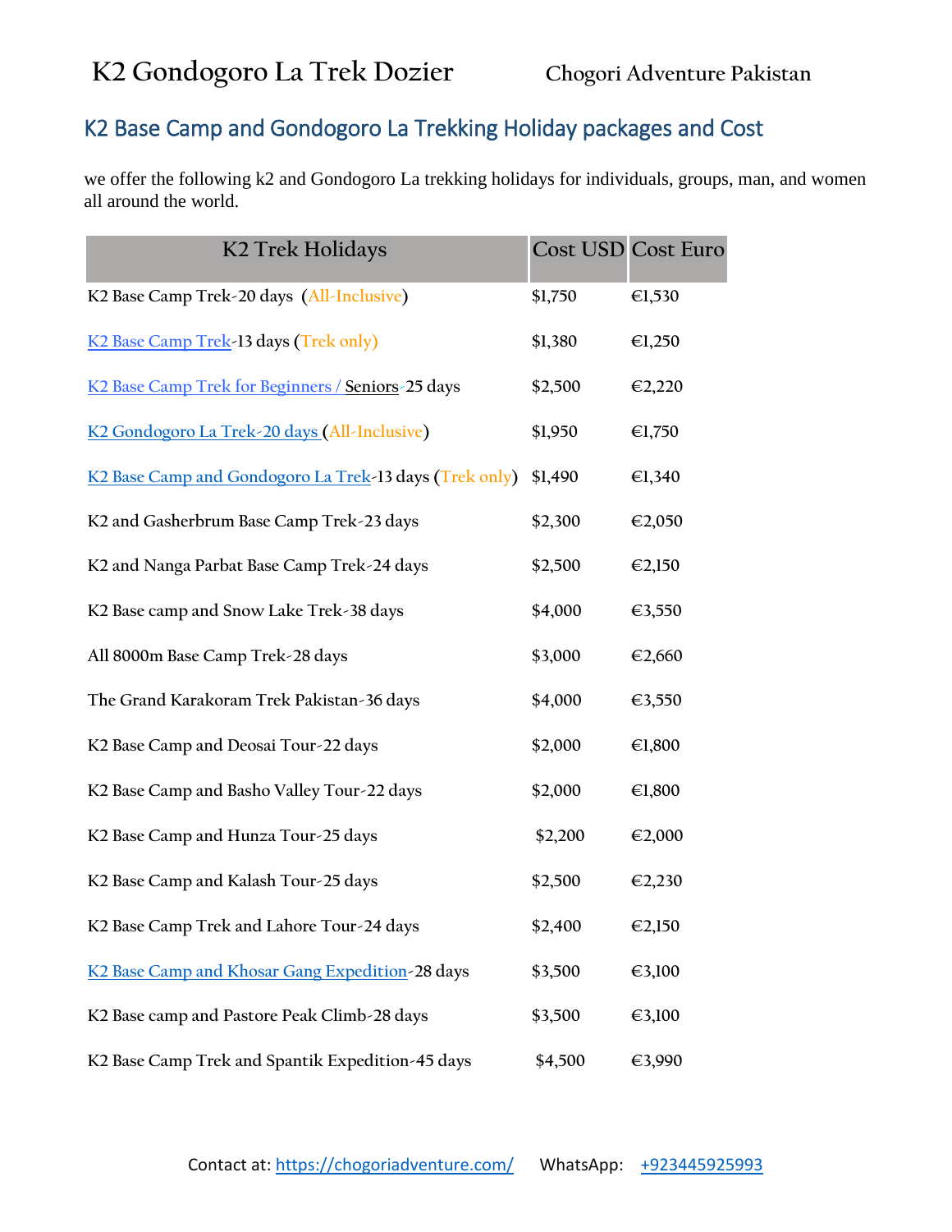## K2 Base Camp and Gondogoro La Trekking Holiday packages and Cost

we offer the following k2 and Gondogoro La trekking holidays for individuals, groups, man, and women all around the world.

| K2 Trek Holidays | Cost USD | Cost Euro |
|---|---|---|
| K2 Base Camp Trek-20 days (All-Inclusive) | $1,750 | €1,530 |
| K2 Base Camp Trek-13 days (Trek only) | $1,380 | €1,250 |
| K2 Base Camp Trek for Beginners / Seniors-25 days | $2,500 | €2,220 |
| K2 Gondogoro La Trek-20 days (All-Inclusive) | $1,950 | €1,750 |
| K2 Base Camp and Gondogoro La Trek-13 days (Trek only) | $1,490 | €1,340 |
| K2 and Gasherbrum Base Camp Trek-23 days | $2,300 | €2,050 |
| K2 and Nanga Parbat Base Camp Trek-24 days | $2,500 | €2,150 |
| K2 Base camp and Snow Lake Trek-38 days | $4,000 | €3,550 |
| All 8000m Base Camp Trek-28 days | $3,000 | €2,660 |
| The Grand Karakoram Trek Pakistan-36 days | $4,000 | €3,550 |
| K2 Base Camp and Deosai Tour-22 days | $2,000 | €1,800 |
| K2 Base Camp and Basho Valley Tour-22 days | $2,000 | €1,800 |
| K2 Base Camp and Hunza Tour-25 days | $2,200 | €2,000 |
| K2 Base Camp and Kalash Tour-25 days | $2,500 | €2,230 |
| K2 Base Camp Trek and Lahore Tour-24 days | $2,400 | €2,150 |
| K2 Base Camp and Khosar Gang Expedition-28 days | $3,500 | €3,100 |
| K2 Base camp and Pastore Peak Climb-28 days | $3,500 | €3,100 |
| K2 Base Camp Trek and Spantik Expedition-45 days | $4,500 | €3,990 |

Contact at: https://chogoriadventure.com/ WhatsApp: +923445925993